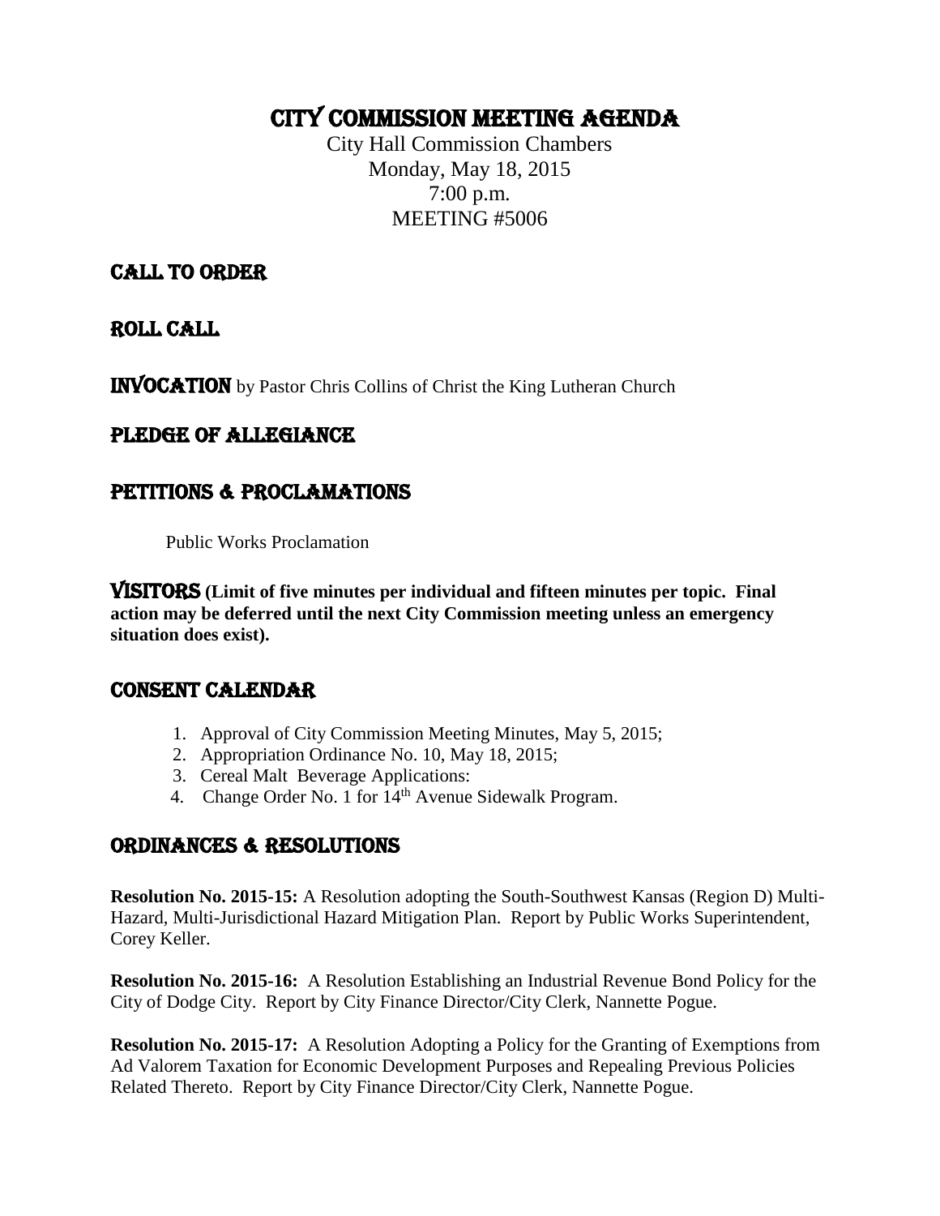# CITY COMMISSION MEETING AGENDA

City Hall Commission Chambers
Monday, May 18, 2015
7:00 p.m.
MEETING #5006

## CALL TO ORDER

## ROLL CALL

**INVOCATION** by Pastor Chris Collins of Christ the King Lutheran Church

## PLEDGE OF ALLEGIANCE

## PETITIONS & PROCLAMATIONS

Public Works Proclamation

**VISITORS** **(Limit of five minutes per individual and fifteen minutes per topic. Final action may be deferred until the next City Commission meeting unless an emergency situation does exist).**

## CONSENT CALENDAR

1. Approval of City Commission Meeting Minutes, May 5, 2015;
2. Appropriation Ordinance No. 10, May 18, 2015;
3. Cereal Malt Beverage Applications:
4. Change Order No. 1 for 14th Avenue Sidewalk Program.

## ORDINANCES & RESOLUTIONS

**Resolution No. 2015-15:** A Resolution adopting the South-Southwest Kansas (Region D) Multi-Hazard, Multi-Jurisdictional Hazard Mitigation Plan. Report by Public Works Superintendent, Corey Keller.

**Resolution No. 2015-16:** A Resolution Establishing an Industrial Revenue Bond Policy for the City of Dodge City. Report by City Finance Director/City Clerk, Nannette Pogue.

**Resolution No. 2015-17:** A Resolution Adopting a Policy for the Granting of Exemptions from Ad Valorem Taxation for Economic Development Purposes and Repealing Previous Policies Related Thereto. Report by City Finance Director/City Clerk, Nannette Pogue.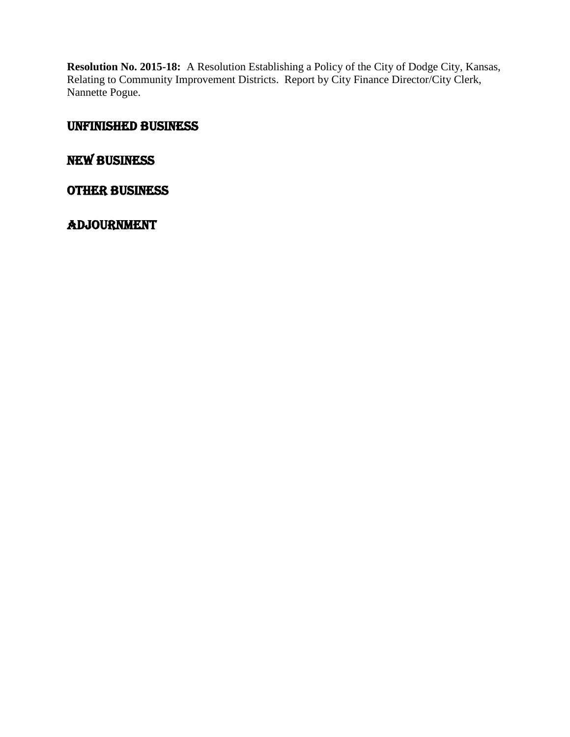**Resolution No. 2015-18:** A Resolution Establishing a Policy of the City of Dodge City, Kansas, Relating to Community Improvement Districts. Report by City Finance Director/City Clerk, Nannette Pogue.

## UNFINISHED BUSINESS

## NEW BUSINESS

## OTHER BUSINESS

## ADJOURNMENT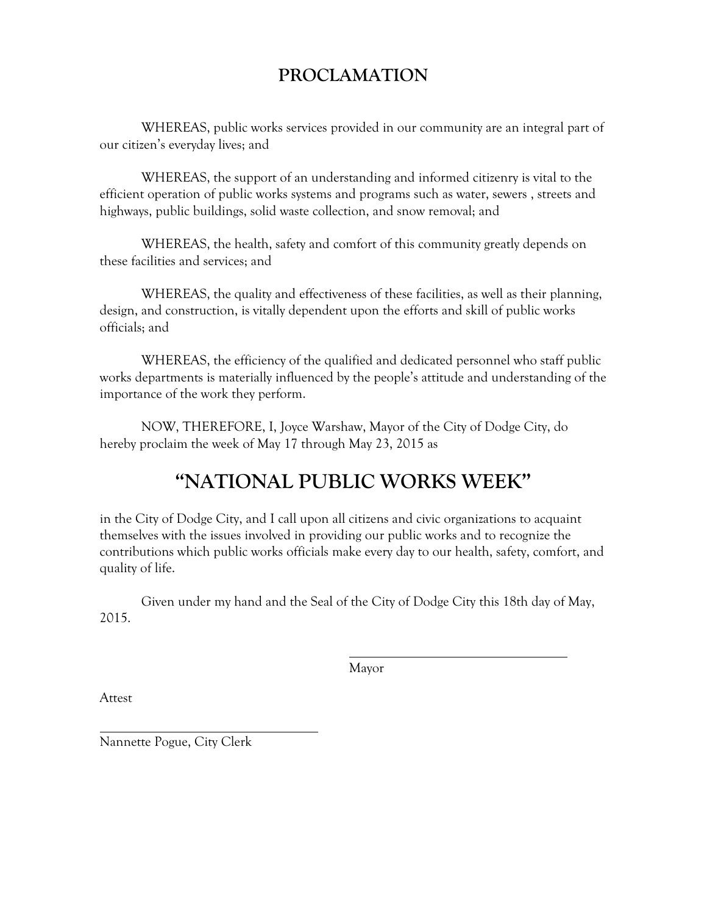# PROCLAMATION

WHEREAS, public works services provided in our community are an integral part of our citizen's everyday lives; and

WHEREAS, the support of an understanding and informed citizenry is vital to the efficient operation of public works systems and programs such as water, sewers , streets and highways, public buildings, solid waste collection, and snow removal; and

WHEREAS, the health, safety and comfort of this community greatly depends on these facilities and services; and

WHEREAS, the quality and effectiveness of these facilities, as well as their planning, design, and construction, is vitally dependent upon the efforts and skill of public works officials; and

WHEREAS, the efficiency of the qualified and dedicated personnel who staff public works departments is materially influenced by the people's attitude and understanding of the importance of the work they perform.

NOW, THEREFORE, I, Joyce Warshaw, Mayor of the City of Dodge City, do hereby proclaim the week of May 17 through May 23, 2015 as

# "NATIONAL PUBLIC WORKS WEEK"

in the City of Dodge City, and I call upon all citizens and civic organizations to acquaint themselves with the issues involved in providing our public works and to recognize the contributions which public works officials make every day to our health, safety, comfort, and quality of life.

Given under my hand and the Seal of the City of Dodge City this 18th day of May, 2015.

\_\_\_\_\_\_\_\_\_\_\_\_\_\_\_\_\_\_\_\_\_\_\_\_\_\_\_\_\_\_

Mayor

Attest

\_\_\_\_\_\_\_\_\_\_\_\_\_\_\_\_\_\_\_\_\_\_\_\_\_\_\_\_\_\_

Nannette Pogue, City Clerk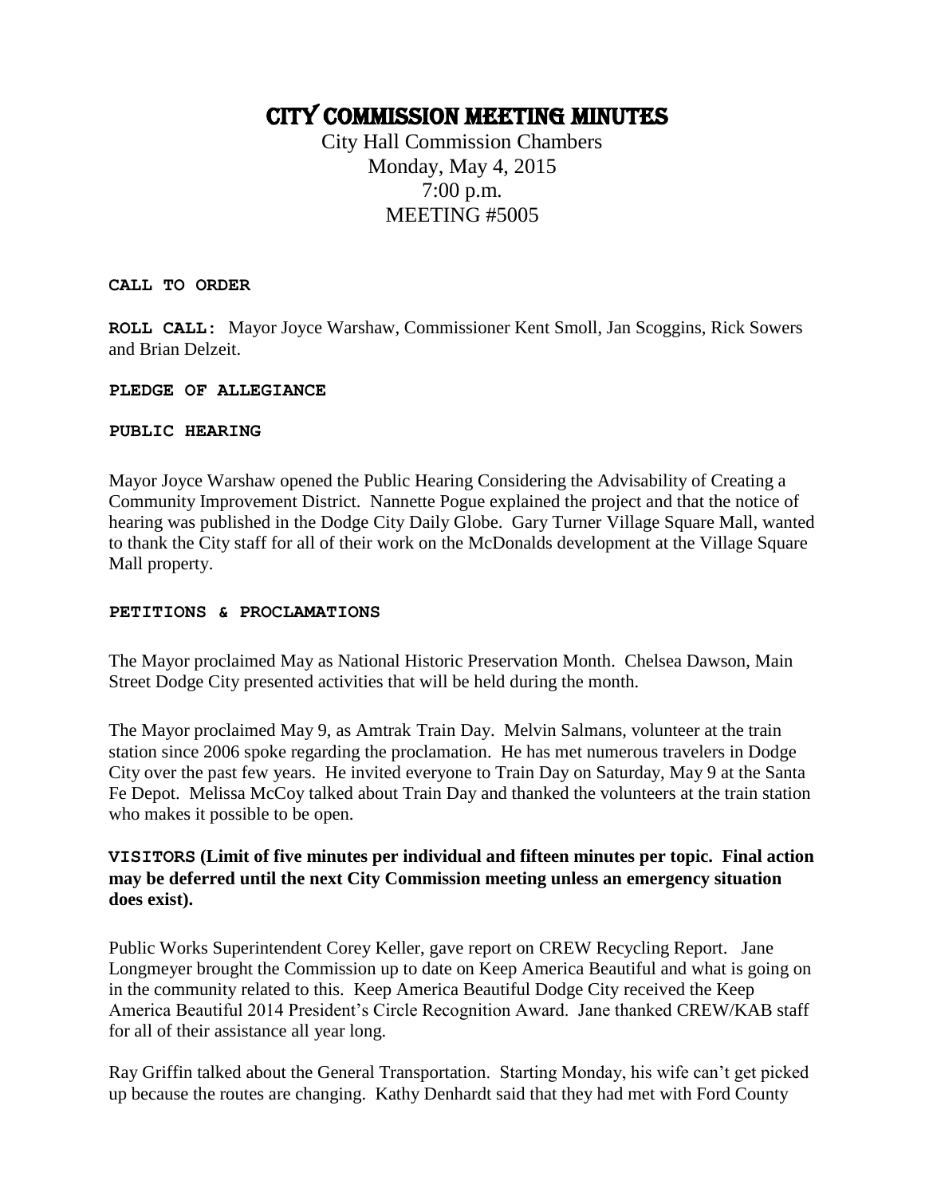# CITY COMMISSION MEETING MINUTES

City Hall Commission Chambers
Monday, May 4, 2015
7:00 p.m.
MEETING #5005

**CALL TO ORDER**

**ROLL CALL:** Mayor Joyce Warshaw, Commissioner Kent Smoll, Jan Scoggins, Rick Sowers and Brian Delzeit.

**PLEDGE OF ALLEGIANCE**

**PUBLIC HEARING**

Mayor Joyce Warshaw opened the Public Hearing Considering the Advisability of Creating a Community Improvement District. Nannette Pogue explained the project and that the notice of hearing was published in the Dodge City Daily Globe. Gary Turner Village Square Mall, wanted to thank the City staff for all of their work on the McDonalds development at the Village Square Mall property.

**PETITIONS & PROCLAMATIONS**

The Mayor proclaimed May as National Historic Preservation Month. Chelsea Dawson, Main Street Dodge City presented activities that will be held during the month.

The Mayor proclaimed May 9, as Amtrak Train Day. Melvin Salmans, volunteer at the train station since 2006 spoke regarding the proclamation. He has met numerous travelers in Dodge City over the past few years. He invited everyone to Train Day on Saturday, May 9 at the Santa Fe Depot. Melissa McCoy talked about Train Day and thanked the volunteers at the train station who makes it possible to be open.

**VISITORS (Limit of five minutes per individual and fifteen minutes per topic. Final action may be deferred until the next City Commission meeting unless an emergency situation does exist).**

Public Works Superintendent Corey Keller, gave report on CREW Recycling Report. Jane Longmeyer brought the Commission up to date on Keep America Beautiful and what is going on in the community related to this. Keep America Beautiful Dodge City received the Keep America Beautiful 2014 President's Circle Recognition Award. Jane thanked CREW/KAB staff for all of their assistance all year long.

Ray Griffin talked about the General Transportation. Starting Monday, his wife can't get picked up because the routes are changing. Kathy Denhardt said that they had met with Ford County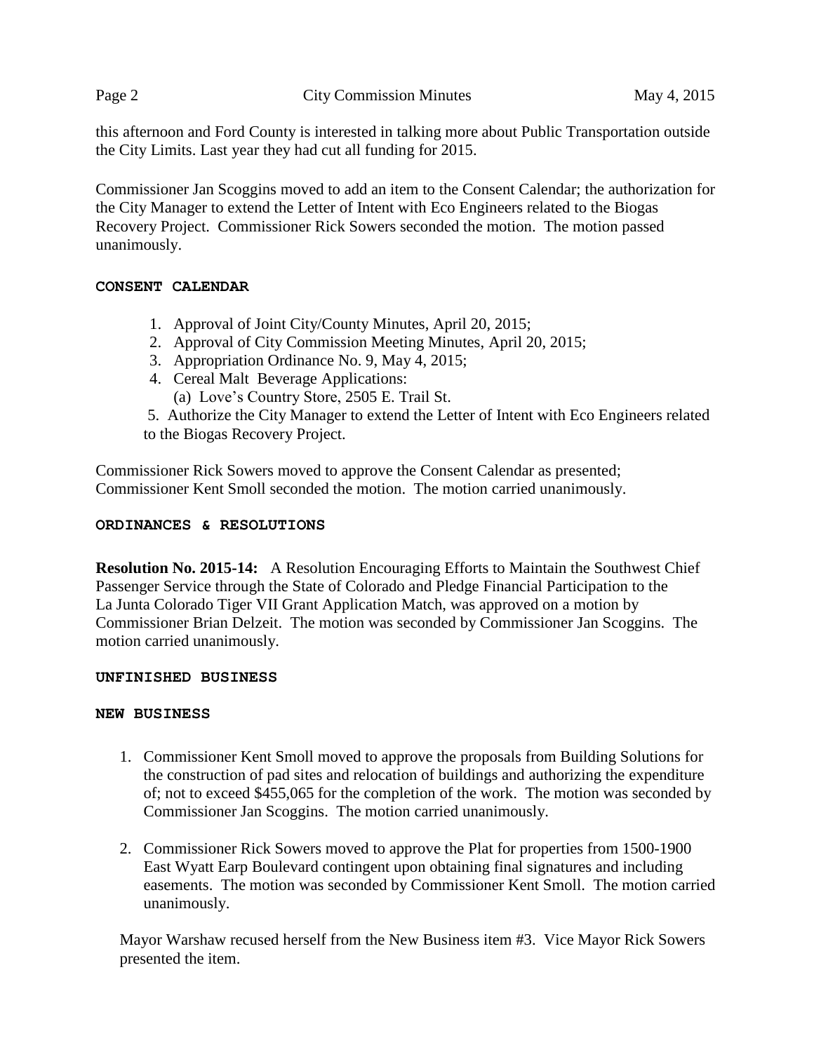this afternoon and Ford County is interested in talking more about Public Transportation outside the City Limits. Last year they had cut all funding for 2015.

Commissioner Jan Scoggins moved to add an item to the Consent Calendar; the authorization for the City Manager to extend the Letter of Intent with Eco Engineers related to the Biogas Recovery Project. Commissioner Rick Sowers seconded the motion. The motion passed unanimously.

**CONSENT CALENDAR**

1. Approval of Joint City/County Minutes, April 20, 2015;
2. Approval of City Commission Meeting Minutes, April 20, 2015;
3. Appropriation Ordinance No. 9, May 4, 2015;
4. Cereal Malt Beverage Applications:
   (a) Love's Country Store, 2505 E. Trail St.
5. Authorize the City Manager to extend the Letter of Intent with Eco Engineers related to the Biogas Recovery Project.

Commissioner Rick Sowers moved to approve the Consent Calendar as presented; Commissioner Kent Smoll seconded the motion. The motion carried unanimously.

**ORDINANCES & RESOLUTIONS**

**Resolution No. 2015-14:** A Resolution Encouraging Efforts to Maintain the Southwest Chief Passenger Service through the State of Colorado and Pledge Financial Participation to the La Junta Colorado Tiger VII Grant Application Match, was approved on a motion by Commissioner Brian Delzeit. The motion was seconded by Commissioner Jan Scoggins. The motion carried unanimously.

**UNFINISHED BUSINESS**

**NEW BUSINESS**

1. Commissioner Kent Smoll moved to approve the proposals from Building Solutions for the construction of pad sites and relocation of buildings and authorizing the expenditure of; not to exceed $455,065 for the completion of the work. The motion was seconded by Commissioner Jan Scoggins. The motion carried unanimously.

2. Commissioner Rick Sowers moved to approve the Plat for properties from 1500-1900 East Wyatt Earp Boulevard contingent upon obtaining final signatures and including easements. The motion was seconded by Commissioner Kent Smoll. The motion carried unanimously.

Mayor Warshaw recused herself from the New Business item #3. Vice Mayor Rick Sowers presented the item.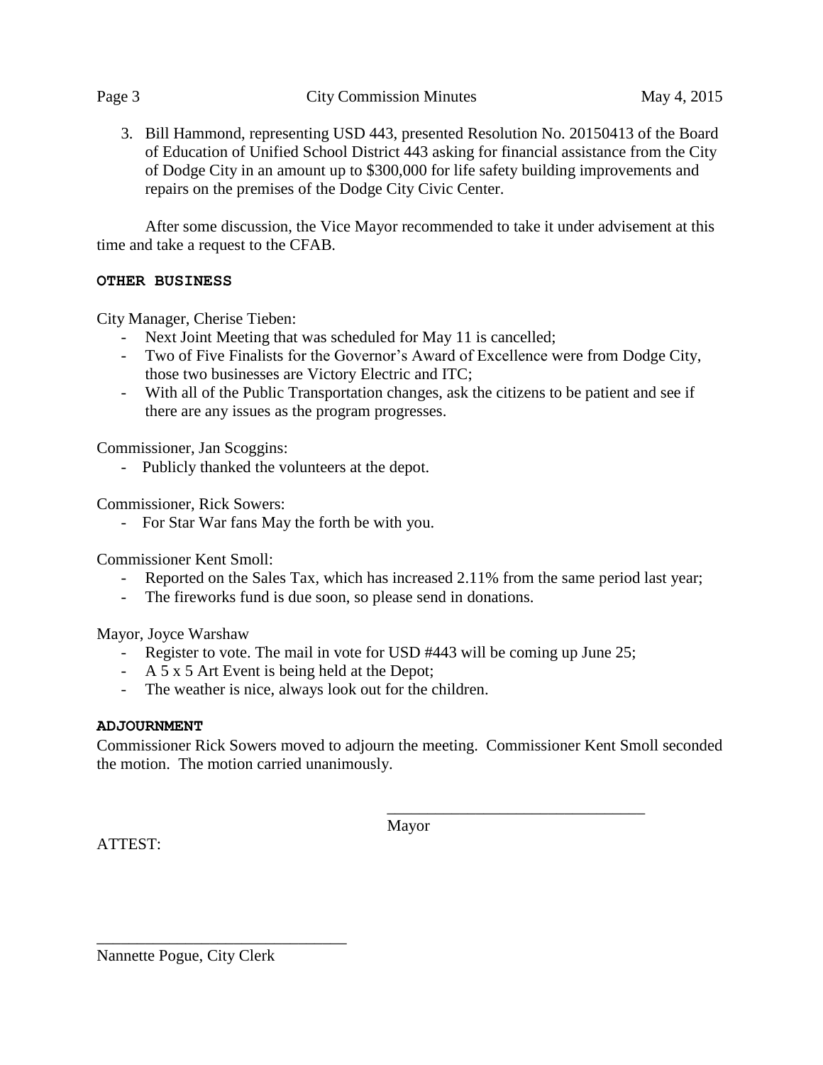3. Bill Hammond, representing USD 443, presented Resolution No. 20150413 of the Board of Education of Unified School District 443 asking for financial assistance from the City of Dodge City in an amount up to $300,000 for life safety building improvements and repairs on the premises of the Dodge City Civic Center.

After some discussion, the Vice Mayor recommended to take it under advisement at this time and take a request to the CFAB.

**OTHER BUSINESS**

City Manager, Cherise Tieben:

- Next Joint Meeting that was scheduled for May 11 is cancelled;
- Two of Five Finalists for the Governor's Award of Excellence were from Dodge City, those two businesses are Victory Electric and ITC;
- With all of the Public Transportation changes, ask the citizens to be patient and see if there are any issues as the program progresses.

Commissioner, Jan Scoggins:

- Publicly thanked the volunteers at the depot.

Commissioner, Rick Sowers:

- For Star War fans May the forth be with you.

Commissioner Kent Smoll:

- Reported on the Sales Tax, which has increased 2.11% from the same period last year;
- The fireworks fund is due soon, so please send in donations.

Mayor, Joyce Warshaw

- Register to vote. The mail in vote for USD #443 will be coming up June 25;
- A 5 x 5 Art Event is being held at the Depot;
- The weather is nice, always look out for the children.

**ADJOURNMENT**

Commissioner Rick Sowers moved to adjourn the meeting. Commissioner Kent Smoll seconded the motion. The motion carried unanimously.

\_\_\_\_\_\_\_\_\_\_\_\_\_\_\_\_\_\_\_\_\_\_\_\_\_\_\_\_\_\_\_\_
Mayor

ATTEST:

\_\_\_\_\_\_\_\_\_\_\_\_\_\_\_\_\_\_\_\_\_\_\_\_\_\_\_\_\_\_\_\_
Nannette Pogue, City Clerk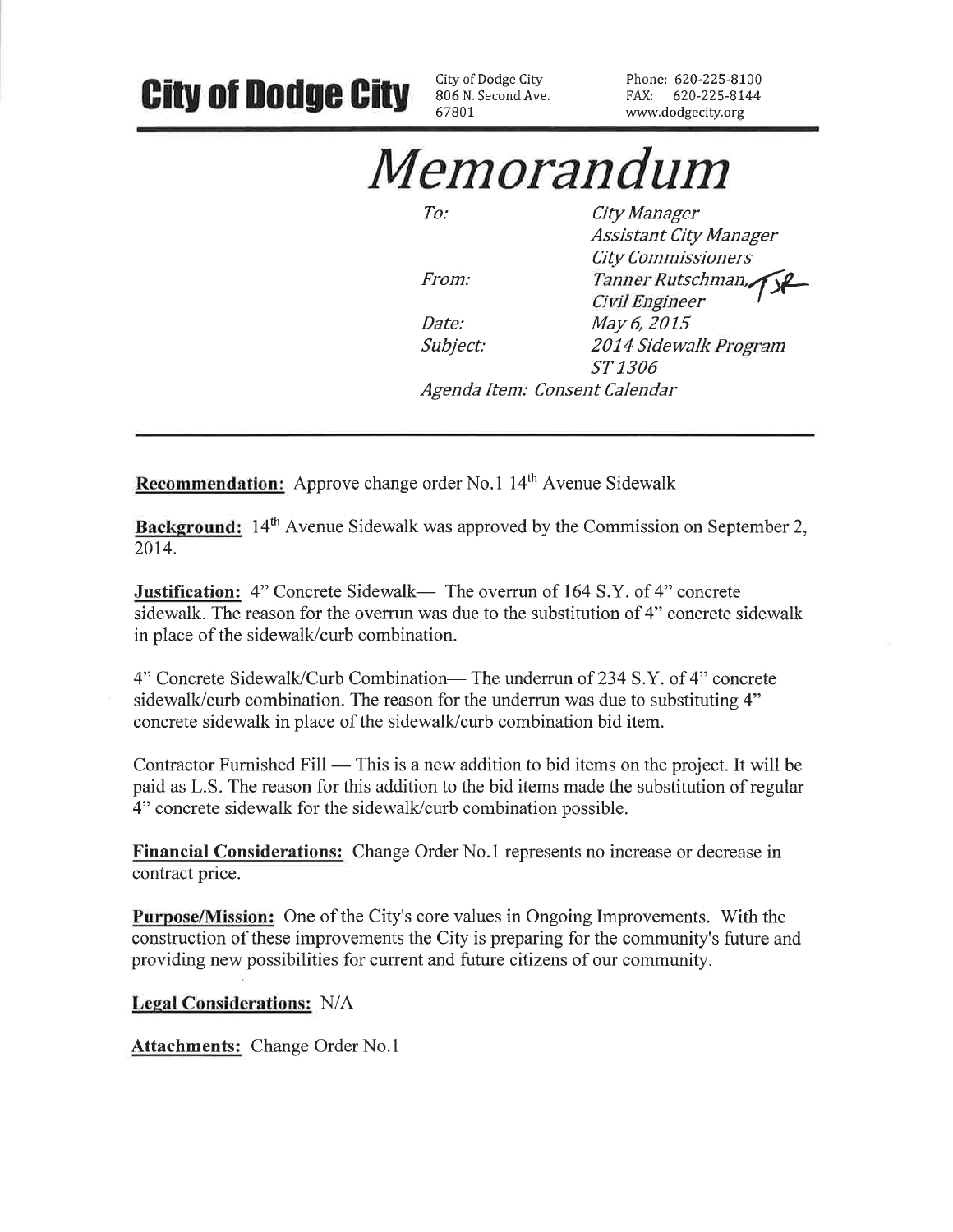**City of Dodge City**

City of Dodge City
806 N. Second Ave.
67801

Phone: 620-225-8100
FAX: 620-225-8144
www.dodgecity.org

# *Memorandum*

*To:* *City Manager*
*Assistant City Manager*
*City Commissioners*

*From:* *Tanner Rutschman, TR*
*Civil Engineer*

*Date:* *May 6, 2015*

*Subject:* *2014 Sidewalk Program*
*ST 1306*

*Agenda Item: Consent Calendar*

---

**Recommendation:** Approve change order No.1 14th Avenue Sidewalk

**Background:** 14th Avenue Sidewalk was approved by the Commission on September 2, 2014.

**Justification:** 4" Concrete Sidewalk— The overrun of 164 S.Y. of 4" concrete sidewalk. The reason for the overrun was due to the substitution of 4" concrete sidewalk in place of the sidewalk/curb combination.

4" Concrete Sidewalk/Curb Combination— The underrun of 234 S.Y. of 4" concrete sidewalk/curb combination. The reason for the underrun was due to substituting 4" concrete sidewalk in place of the sidewalk/curb combination bid item.

Contractor Furnished Fill — This is a new addition to bid items on the project. It will be paid as L.S. The reason for this addition to the bid items made the substitution of regular 4" concrete sidewalk for the sidewalk/curb combination possible.

**Financial Considerations:** Change Order No.1 represents no increase or decrease in contract price.

**Purpose/Mission:** One of the City's core values in Ongoing Improvements. With the construction of these improvements the City is preparing for the community's future and providing new possibilities for current and future citizens of our community.

**Legal Considerations:** N/A

**Attachments:** Change Order No.1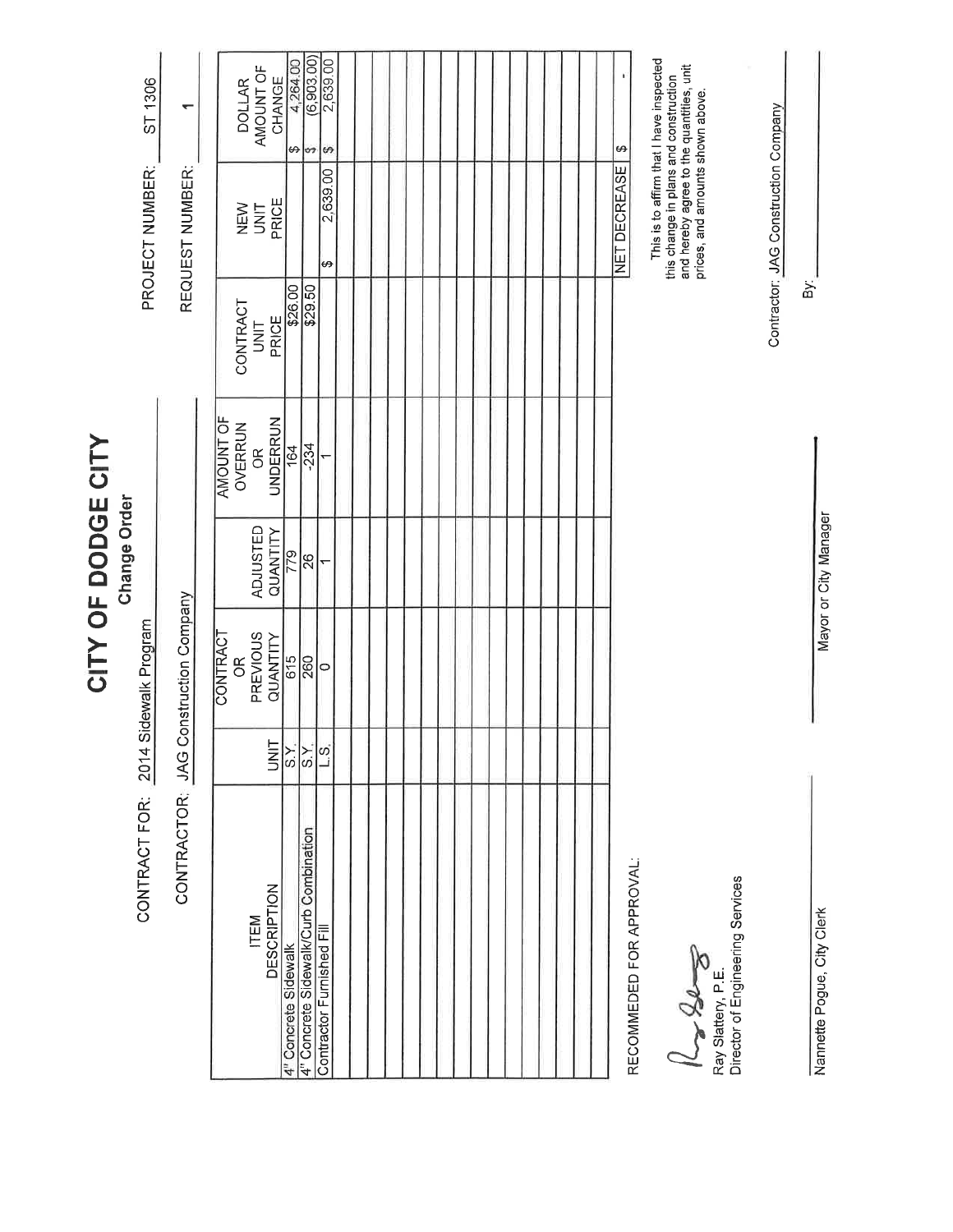# CITY OF DODGE CITY

## Change Order

CONTRACT FOR: 2014 Sidewalk Program

PROJECT NUMBER: ST 1306

CONTRACTOR: JAG Construction Company

REQUEST NUMBER: 1

| ITEM DESCRIPTION | UNIT | CONTRACT OR PREVIOUS QUANTITY | ADJUSTED QUANTITY | AMOUNT OF OVERRUN OR UNDERRUN | CONTRACT UNIT PRICE | NEW UNIT PRICE | DOLLAR AMOUNT OF CHANGE |
|---|---|---|---|---|---|---|---|
| 4" Concrete Sidewalk | S.Y. | 615 | 779 | 164 | $26.00 | | $ 4,264.00 |
| 4" Concrete Sidewalk/Curb Combination | S.Y. | 260 | 26 | -234 | $29.50 | | $ (6,903.00) |
| Contractor Furnished Fill | L.S. | 0 | 1 | 1 | | $ 2,639.00 | $ 2,639.00 |
| | | | | | | NET DECREASE | $ - |

RECOMMEDED FOR APPROVAL:

Ray Slattery, P.E.
Director of Engineering Services

This is to affirm that I have inspected this change in plans and construction and hereby agree to the quantities, unit prices, and amounts shown above.

Contractor: JAG Construction Company

By: ____________________

____________________
Nannette Pogue, City Clerk

____________________
Mayor or City Manager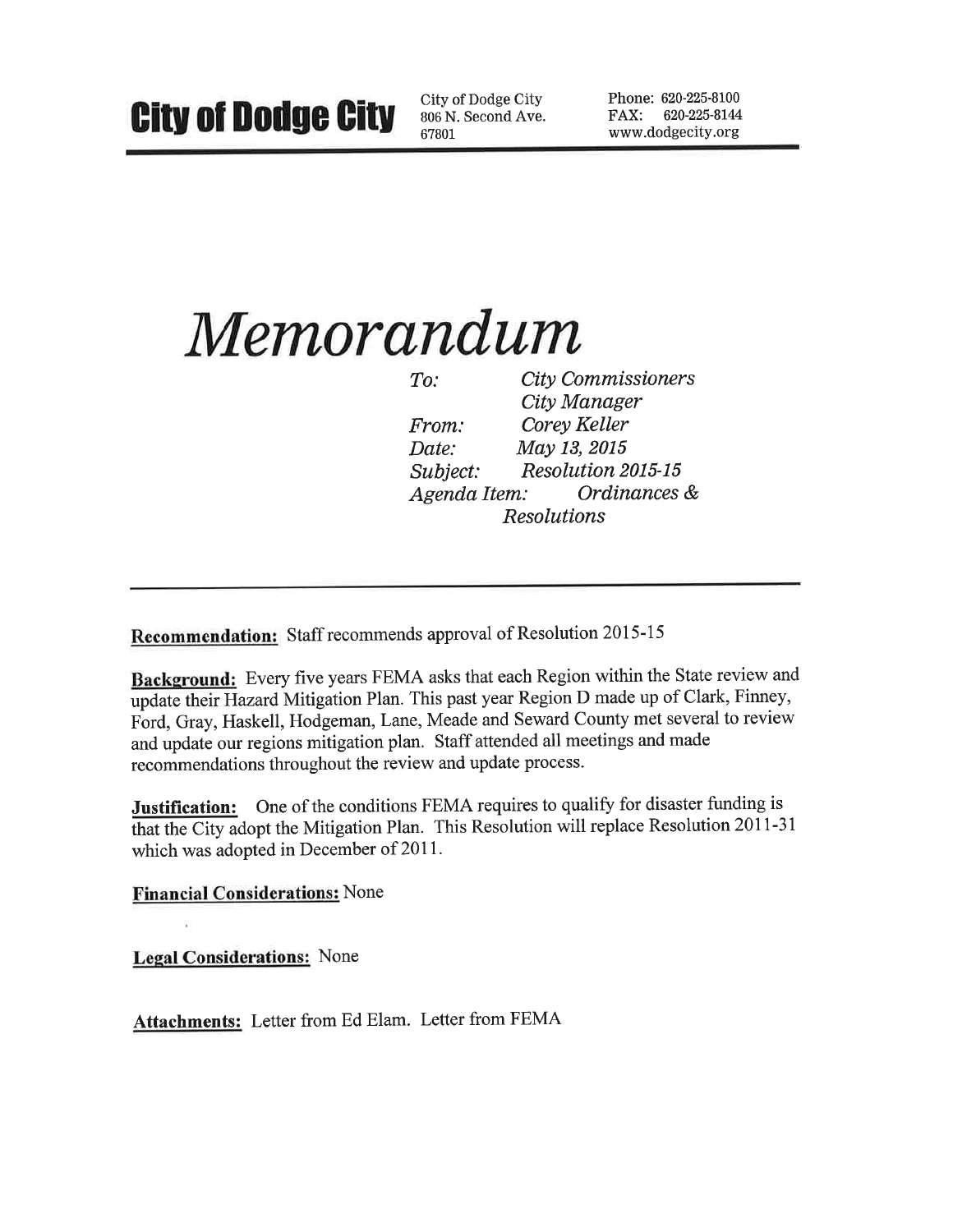**City of Dodge City** City of Dodge City 806 N. Second Ave. 67801 Phone: 620-225-8100 FAX: 620-225-8144 www.dodgecity.org

# *Memorandum*

*To:* *City Commissioners*
*City Manager*
*From:* *Corey Keller*
*Date:* *May 13, 2015*
*Subject:* *Resolution 2015-15*
*Agenda Item:* *Ordinances & Resolutions*

---

**Recommendation:** Staff recommends approval of Resolution 2015-15

**Background:** Every five years FEMA asks that each Region within the State review and update their Hazard Mitigation Plan. This past year Region D made up of Clark, Finney, Ford, Gray, Haskell, Hodgeman, Lane, Meade and Seward County met several to review and update our regions mitigation plan. Staff attended all meetings and made recommendations throughout the review and update process.

**Justification:** One of the conditions FEMA requires to qualify for disaster funding is that the City adopt the Mitigation Plan. This Resolution will replace Resolution 2011-31 which was adopted in December of 2011.

**Financial Considerations:** None

**Legal Considerations:** None

**Attachments:** Letter from Ed Elam. Letter from FEMA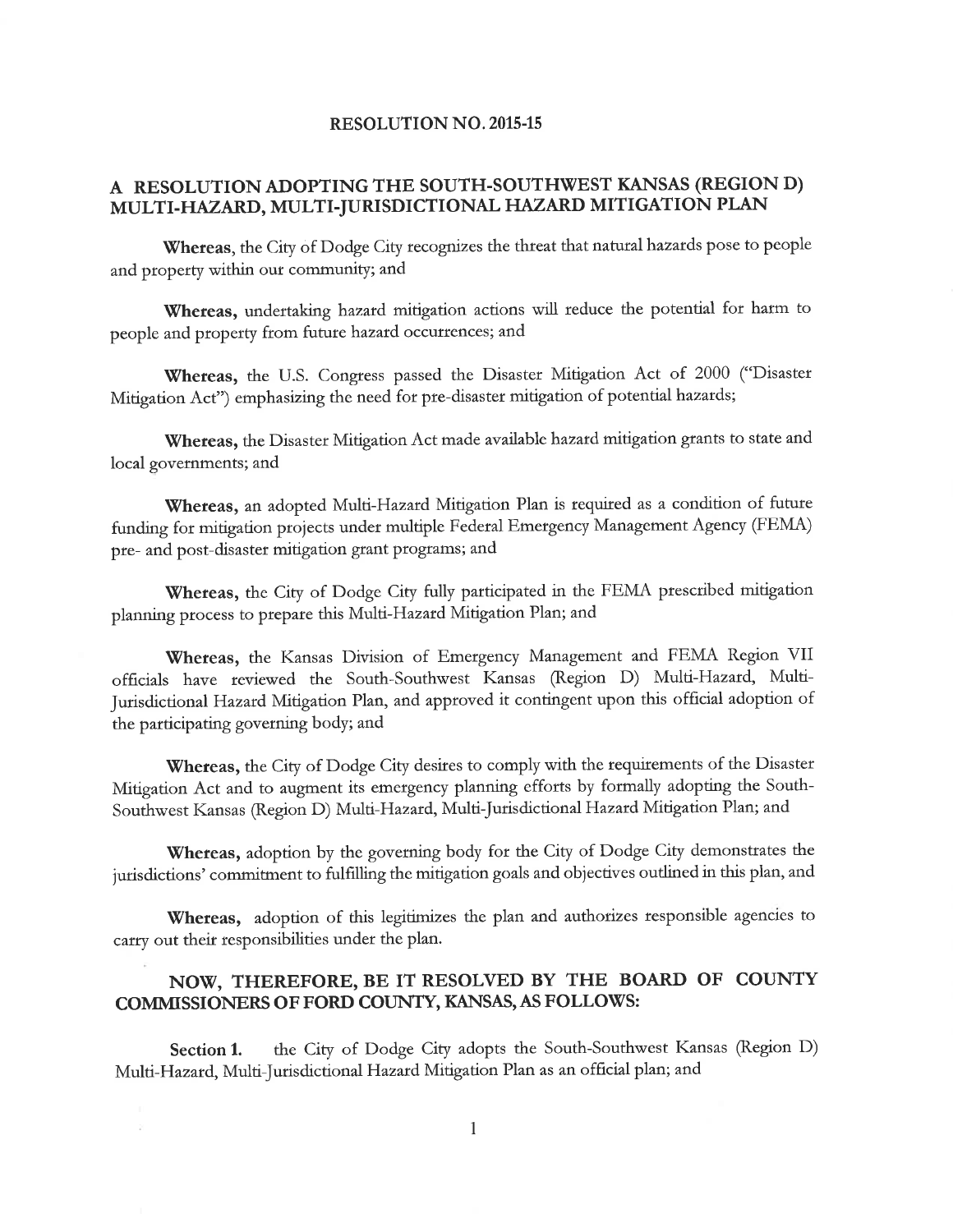# RESOLUTION NO. 2015-15

## A RESOLUTION ADOPTING THE SOUTH-SOUTHWEST KANSAS (REGION D) MULTI-HAZARD, MULTI-JURISDICTIONAL HAZARD MITIGATION PLAN

**Whereas,** the City of Dodge City recognizes the threat that natural hazards pose to people and property within our community; and

**Whereas,** undertaking hazard mitigation actions will reduce the potential for harm to people and property from future hazard occurrences; and

**Whereas,** the U.S. Congress passed the Disaster Mitigation Act of 2000 ("Disaster Mitigation Act") emphasizing the need for pre-disaster mitigation of potential hazards;

**Whereas,** the Disaster Mitigation Act made available hazard mitigation grants to state and local governments; and

**Whereas,** an adopted Multi-Hazard Mitigation Plan is required as a condition of future funding for mitigation projects under multiple Federal Emergency Management Agency (FEMA) pre- and post-disaster mitigation grant programs; and

**Whereas,** the City of Dodge City fully participated in the FEMA prescribed mitigation planning process to prepare this Multi-Hazard Mitigation Plan; and

**Whereas,** the Kansas Division of Emergency Management and FEMA Region VII officials have reviewed the South-Southwest Kansas (Region D) Multi-Hazard, Multi-Jurisdictional Hazard Mitigation Plan, and approved it contingent upon this official adoption of the participating governing body; and

**Whereas,** the City of Dodge City desires to comply with the requirements of the Disaster Mitigation Act and to augment its emergency planning efforts by formally adopting the South-Southwest Kansas (Region D) Multi-Hazard, Multi-Jurisdictional Hazard Mitigation Plan; and

**Whereas,** adoption by the governing body for the City of Dodge City demonstrates the jurisdictions' commitment to fulfilling the mitigation goals and objectives outlined in this plan, and

**Whereas,** adoption of this legitimizes the plan and authorizes responsible agencies to carry out their responsibilities under the plan.

## NOW, THEREFORE, BE IT RESOLVED BY THE BOARD OF COUNTY COMMISSIONERS OF FORD COUNTY, KANSAS, AS FOLLOWS:

**Section 1.** the City of Dodge City adopts the South-Southwest Kansas (Region D) Multi-Hazard, Multi-Jurisdictional Hazard Mitigation Plan as an official plan; and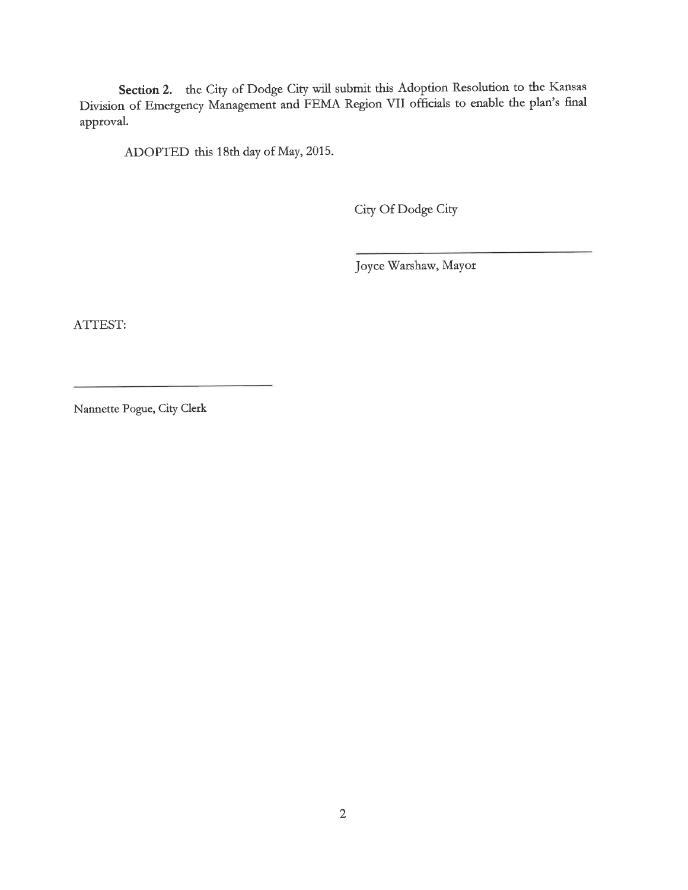**Section 2.** the City of Dodge City will submit this Adoption Resolution to the Kansas Division of Emergency Management and FEMA Region VII officials to enable the plan's final approval.

ADOPTED this 18th day of May, 2015.

City Of Dodge City

\_\_\_\_\_\_\_\_\_\_\_\_\_\_\_\_\_\_\_\_\_\_\_\_\_\_\_\_\_\_\_\_

Joyce Warshaw, Mayor

ATTEST:

\_\_\_\_\_\_\_\_\_\_\_\_\_\_\_\_\_\_\_\_\_\_\_\_\_\_\_\_\_\_\_\_

Nannette Pogue, City Clerk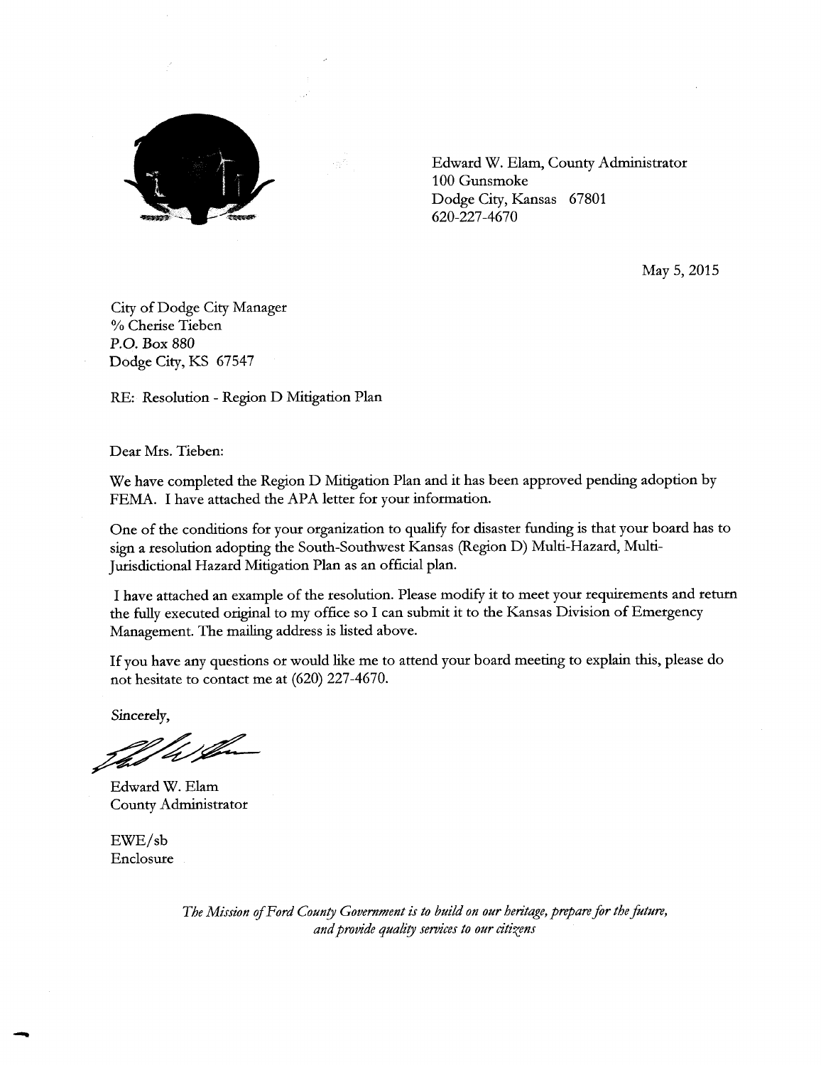Edward W. Elam, County Administrator
100 Gunsmoke
Dodge City, Kansas 67801
620-227-4670

May 5, 2015

City of Dodge City Manager
% Cherise Tieben
P.O. Box 880
Dodge City, KS 67547

RE: Resolution - Region D Mitigation Plan

Dear Mrs. Tieben:

We have completed the Region D Mitigation Plan and it has been approved pending adoption by FEMA. I have attached the APA letter for your information.

One of the conditions for your organization to qualify for disaster funding is that your board has to sign a resolution adopting the South-Southwest Kansas (Region D) Multi-Hazard, Multi-Jurisdictional Hazard Mitigation Plan as an official plan.

I have attached an example of the resolution. Please modify it to meet your requirements and return the fully executed original to my office so I can submit it to the Kansas Division of Emergency Management. The mailing address is listed above.

If you have any questions or would like me to attend your board meeting to explain this, please do not hesitate to contact me at (620) 227-4670.

Sincerely,

Edward W. Elam
County Administrator

EWE/sb
Enclosure

*The Mission of Ford County Government is to build on our heritage, prepare for the future, and provide quality services to our citizens*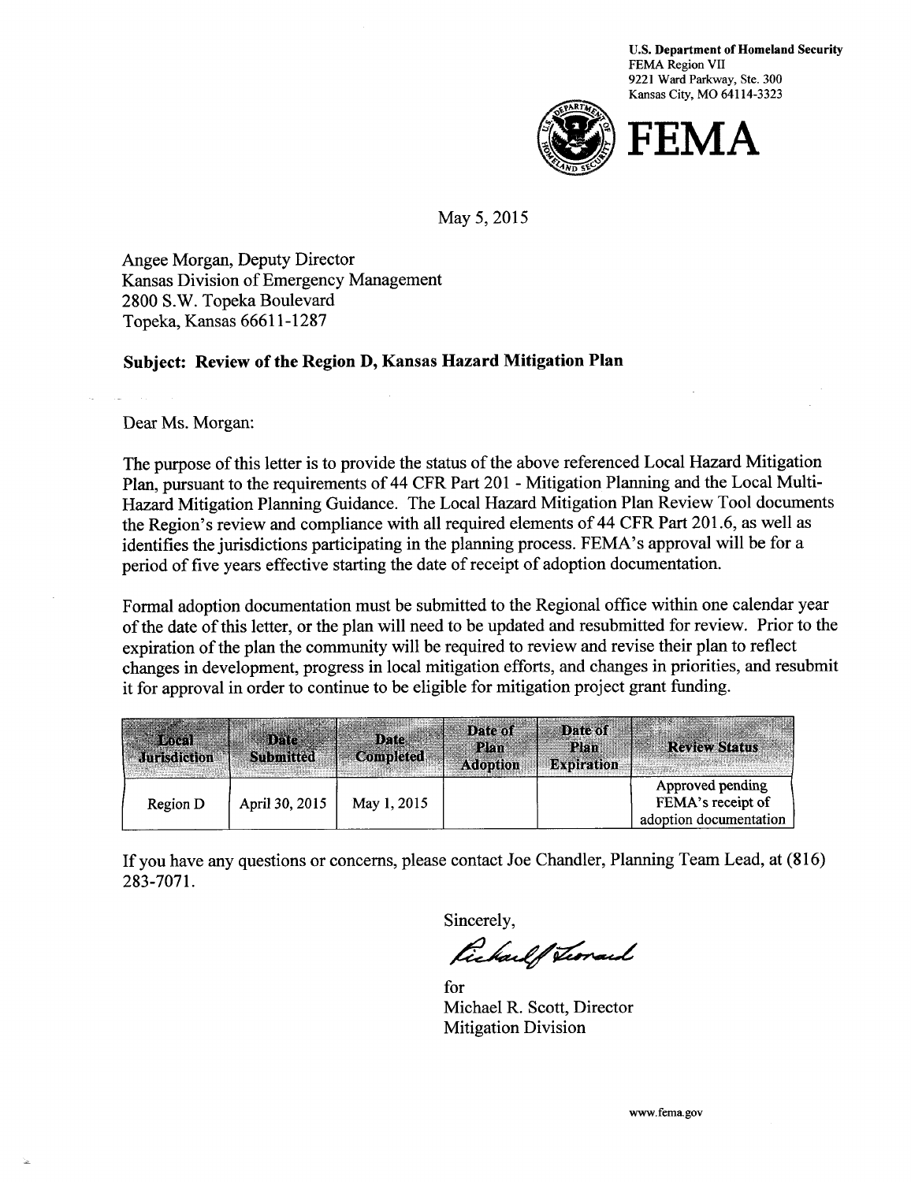U.S. Department of Homeland Security
FEMA Region VII
9221 Ward Parkway, Ste. 300
Kansas City, MO 64114-3323

FEMA

May 5, 2015

Angee Morgan, Deputy Director
Kansas Division of Emergency Management
2800 S.W. Topeka Boulevard
Topeka, Kansas 66611-1287

**Subject: Review of the Region D, Kansas Hazard Mitigation Plan**

Dear Ms. Morgan:

The purpose of this letter is to provide the status of the above referenced Local Hazard Mitigation Plan, pursuant to the requirements of 44 CFR Part 201 - Mitigation Planning and the Local Multi-Hazard Mitigation Planning Guidance. The Local Hazard Mitigation Plan Review Tool documents the Region's review and compliance with all required elements of 44 CFR Part 201.6, as well as identifies the jurisdictions participating in the planning process. FEMA's approval will be for a period of five years effective starting the date of receipt of adoption documentation.

Formal adoption documentation must be submitted to the Regional office within one calendar year of the date of this letter, or the plan will need to be updated and resubmitted for review. Prior to the expiration of the plan the community will be required to review and revise their plan to reflect changes in development, progress in local mitigation efforts, and changes in priorities, and resubmit it for approval in order to continue to be eligible for mitigation project grant funding.

| Local Jurisdiction | Date Submitted | Date Completed | Date of Plan Adoption | Date of Plan Expiration | Review Status |
|---|---|---|---|---|---|
| Region D | April 30, 2015 | May 1, 2015 | | | Approved pending FEMA's receipt of adoption documentation |

If you have any questions or concerns, please contact Joe Chandler, Planning Team Lead, at (816) 283-7071.

Sincerely,

Richard Leonard

for
Michael R. Scott, Director
Mitigation Division

www.fema.gov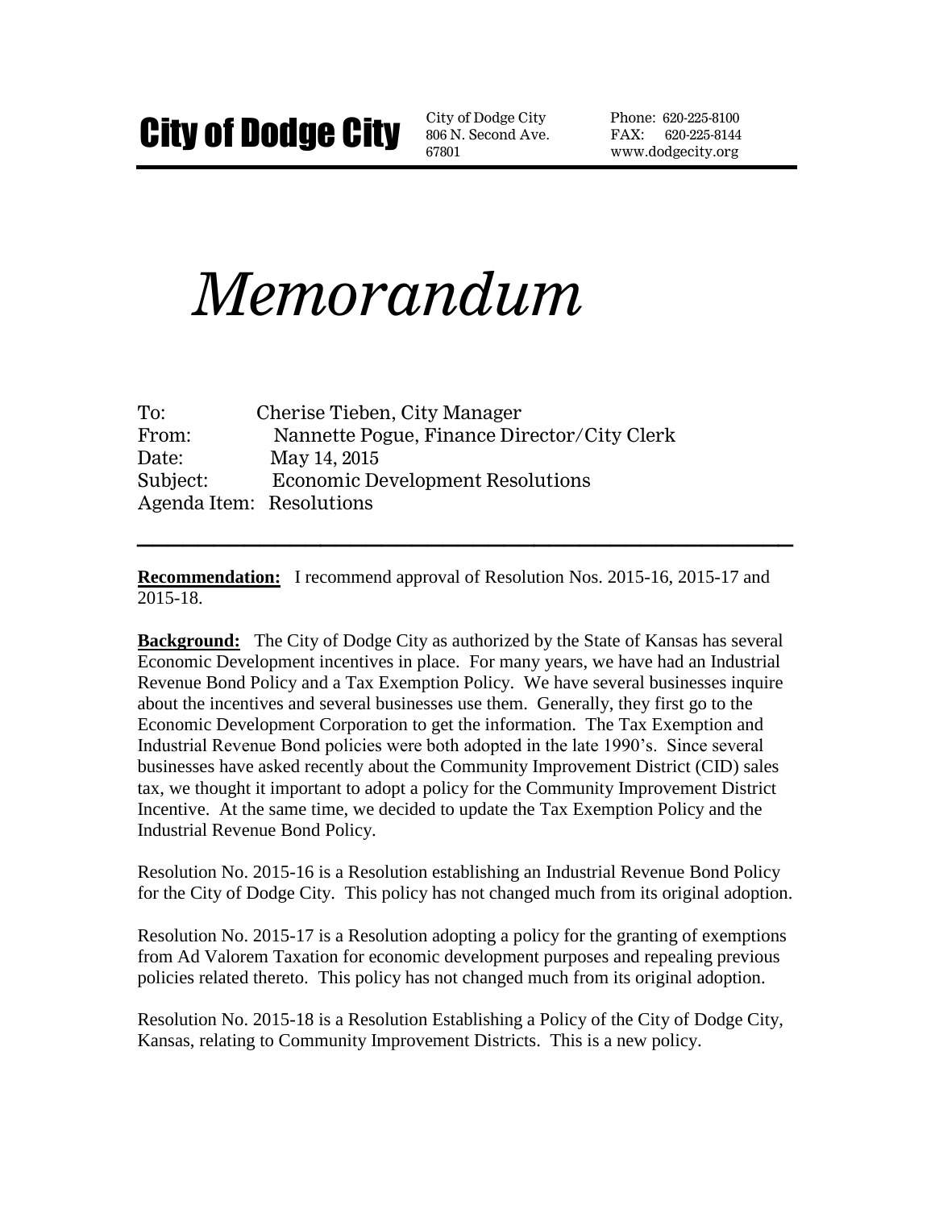# City of Dodge City

City of Dodge City
806 N. Second Ave.
67801

Phone: 620-225-8100
FAX: 620-225-8144
www.dodgecity.org

# *Memorandum*

To: Cherise Tieben, City Manager
From: Nannette Pogue, Finance Director/City Clerk
Date: May 14, 2015
Subject: Economic Development Resolutions
Agenda Item: Resolutions

---

**Recommendation:** I recommend approval of Resolution Nos. 2015-16, 2015-17 and 2015-18.

**Background:** The City of Dodge City as authorized by the State of Kansas has several Economic Development incentives in place. For many years, we have had an Industrial Revenue Bond Policy and a Tax Exemption Policy. We have several businesses inquire about the incentives and several businesses use them. Generally, they first go to the Economic Development Corporation to get the information. The Tax Exemption and Industrial Revenue Bond policies were both adopted in the late 1990's. Since several businesses have asked recently about the Community Improvement District (CID) sales tax, we thought it important to adopt a policy for the Community Improvement District Incentive. At the same time, we decided to update the Tax Exemption Policy and the Industrial Revenue Bond Policy.

Resolution No. 2015-16 is a Resolution establishing an Industrial Revenue Bond Policy for the City of Dodge City. This policy has not changed much from its original adoption.

Resolution No. 2015-17 is a Resolution adopting a policy for the granting of exemptions from Ad Valorem Taxation for economic development purposes and repealing previous policies related thereto. This policy has not changed much from its original adoption.

Resolution No. 2015-18 is a Resolution Establishing a Policy of the City of Dodge City, Kansas, relating to Community Improvement Districts. This is a new policy.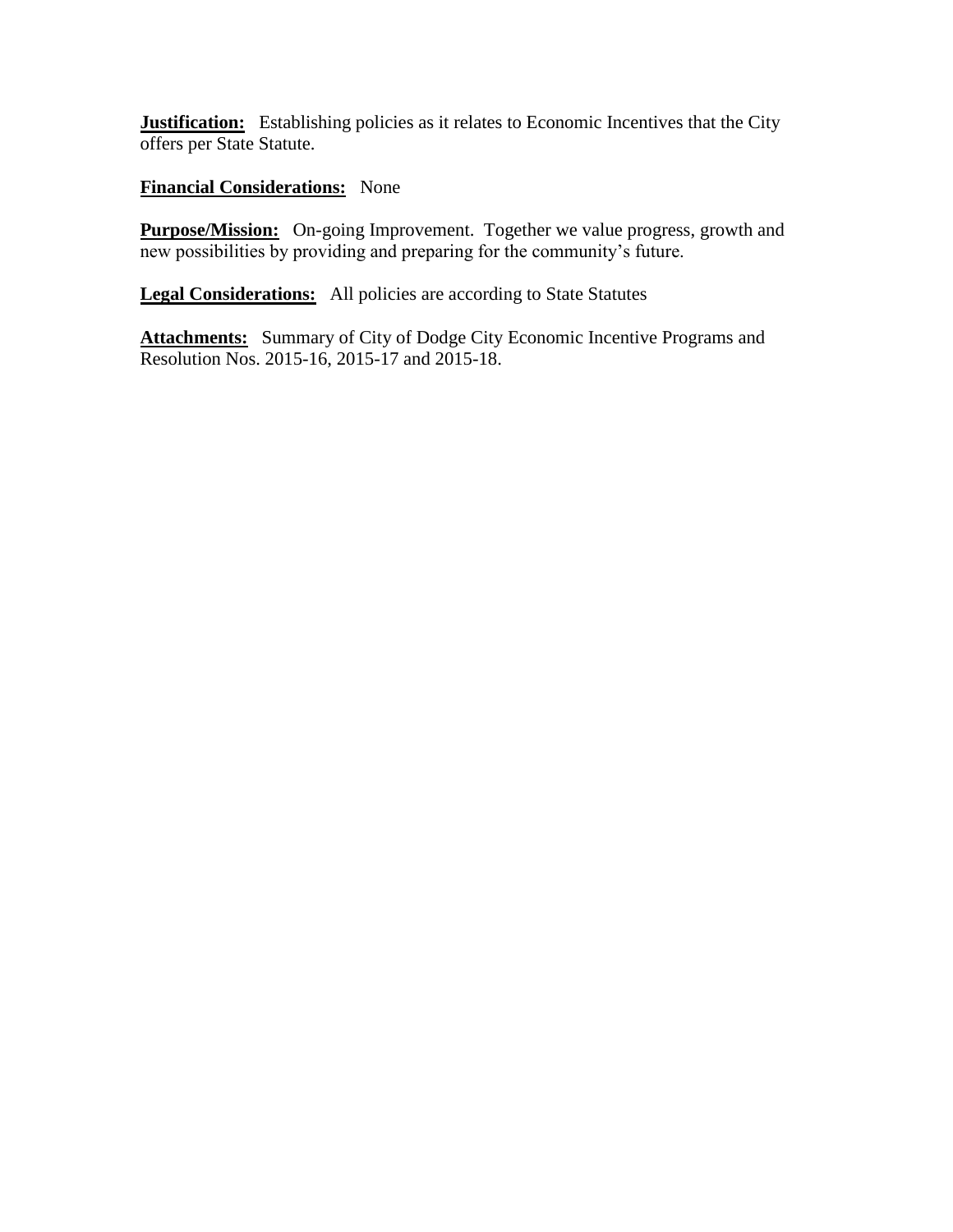**Justification:** Establishing policies as it relates to Economic Incentives that the City offers per State Statute.

**Financial Considerations:** None

**Purpose/Mission:** On-going Improvement. Together we value progress, growth and new possibilities by providing and preparing for the community's future.

**Legal Considerations:** All policies are according to State Statutes

**Attachments:** Summary of City of Dodge City Economic Incentive Programs and Resolution Nos. 2015-16, 2015-17 and 2015-18.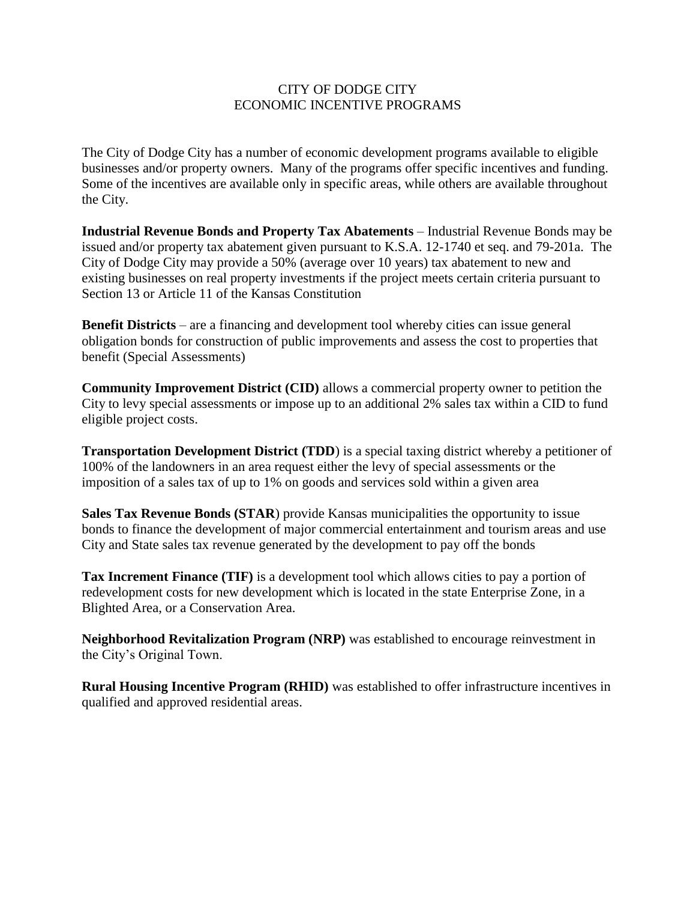# CITY OF DODGE CITY
## ECONOMIC INCENTIVE PROGRAMS

The City of Dodge City has a number of economic development programs available to eligible businesses and/or property owners. Many of the programs offer specific incentives and funding. Some of the incentives are available only in specific areas, while others are available throughout the City.

**Industrial Revenue Bonds and Property Tax Abatements** – Industrial Revenue Bonds may be issued and/or property tax abatement given pursuant to K.S.A. 12-1740 et seq. and 79-201a. The City of Dodge City may provide a 50% (average over 10 years) tax abatement to new and existing businesses on real property investments if the project meets certain criteria pursuant to Section 13 or Article 11 of the Kansas Constitution

**Benefit Districts** – are a financing and development tool whereby cities can issue general obligation bonds for construction of public improvements and assess the cost to properties that benefit (Special Assessments)

**Community Improvement District (CID)** allows a commercial property owner to petition the City to levy special assessments or impose up to an additional 2% sales tax within a CID to fund eligible project costs.

**Transportation Development District (TDD**) is a special taxing district whereby a petitioner of 100% of the landowners in an area request either the levy of special assessments or the imposition of a sales tax of up to 1% on goods and services sold within a given area

**Sales Tax Revenue Bonds (STAR**) provide Kansas municipalities the opportunity to issue bonds to finance the development of major commercial entertainment and tourism areas and use City and State sales tax revenue generated by the development to pay off the bonds

**Tax Increment Finance (TIF)** is a development tool which allows cities to pay a portion of redevelopment costs for new development which is located in the state Enterprise Zone, in a Blighted Area, or a Conservation Area.

**Neighborhood Revitalization Program (NRP)** was established to encourage reinvestment in the City's Original Town.

**Rural Housing Incentive Program (RHID)** was established to offer infrastructure incentives in qualified and approved residential areas.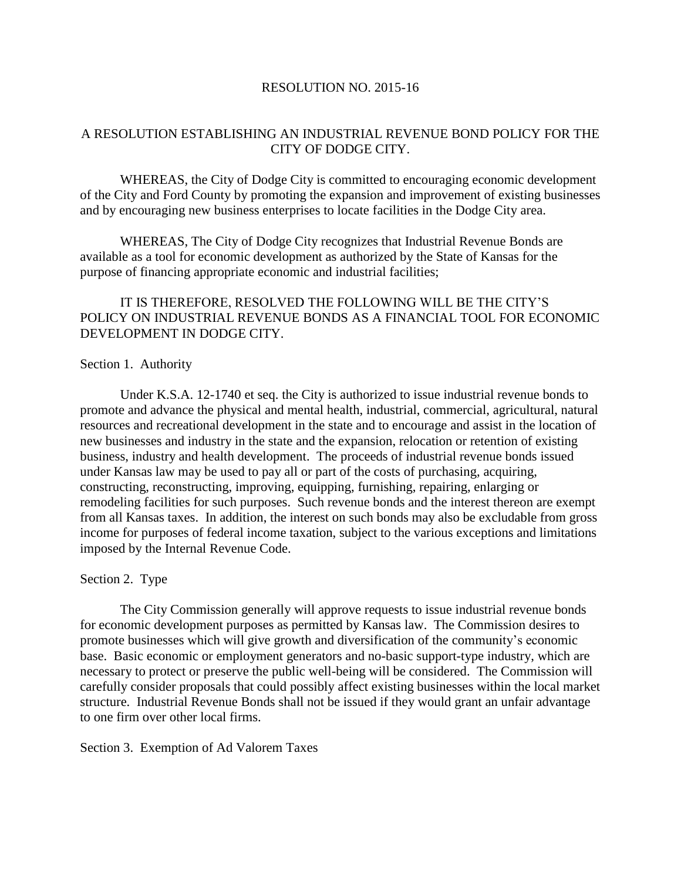RESOLUTION NO. 2015-16

A RESOLUTION ESTABLISHING AN INDUSTRIAL REVENUE BOND POLICY FOR THE CITY OF DODGE CITY.

WHEREAS, the City of Dodge City is committed to encouraging economic development of the City and Ford County by promoting the expansion and improvement of existing businesses and by encouraging new business enterprises to locate facilities in the Dodge City area.

WHEREAS, The City of Dodge City recognizes that Industrial Revenue Bonds are available as a tool for economic development as authorized by the State of Kansas for the purpose of financing appropriate economic and industrial facilities;

IT IS THEREFORE, RESOLVED THE FOLLOWING WILL BE THE CITY'S POLICY ON INDUSTRIAL REVENUE BONDS AS A FINANCIAL TOOL FOR ECONOMIC DEVELOPMENT IN DODGE CITY.

Section 1. Authority

Under K.S.A. 12-1740 et seq. the City is authorized to issue industrial revenue bonds to promote and advance the physical and mental health, industrial, commercial, agricultural, natural resources and recreational development in the state and to encourage and assist in the location of new businesses and industry in the state and the expansion, relocation or retention of existing business, industry and health development. The proceeds of industrial revenue bonds issued under Kansas law may be used to pay all or part of the costs of purchasing, acquiring, constructing, reconstructing, improving, equipping, furnishing, repairing, enlarging or remodeling facilities for such purposes. Such revenue bonds and the interest thereon are exempt from all Kansas taxes. In addition, the interest on such bonds may also be excludable from gross income for purposes of federal income taxation, subject to the various exceptions and limitations imposed by the Internal Revenue Code.

Section 2. Type

The City Commission generally will approve requests to issue industrial revenue bonds for economic development purposes as permitted by Kansas law. The Commission desires to promote businesses which will give growth and diversification of the community's economic base. Basic economic or employment generators and no-basic support-type industry, which are necessary to protect or preserve the public well-being will be considered. The Commission will carefully consider proposals that could possibly affect existing businesses within the local market structure. Industrial Revenue Bonds shall not be issued if they would grant an unfair advantage to one firm over other local firms.

Section 3. Exemption of Ad Valorem Taxes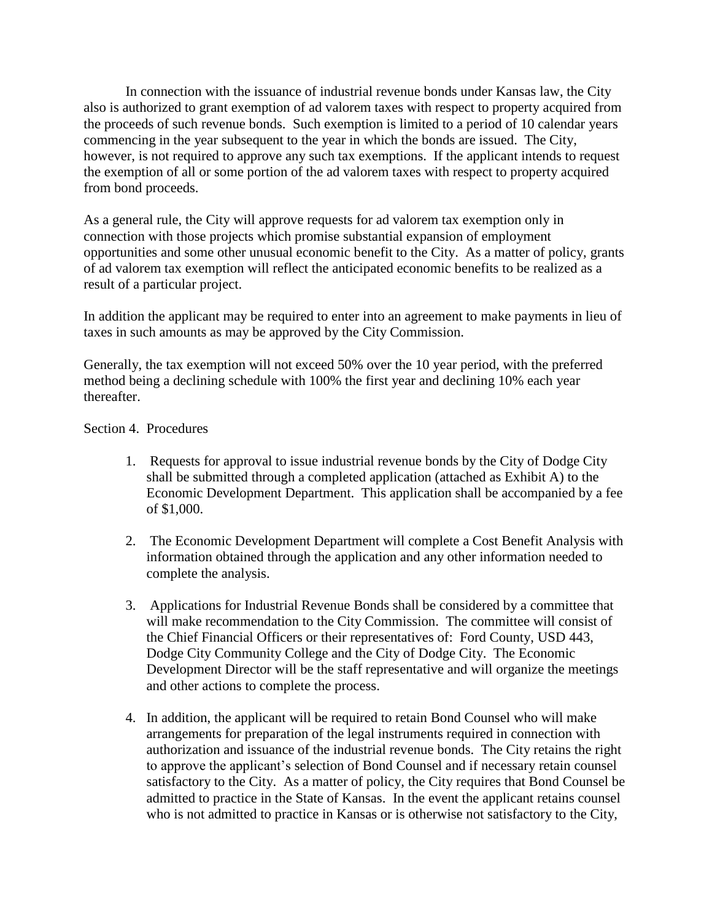In connection with the issuance of industrial revenue bonds under Kansas law, the City also is authorized to grant exemption of ad valorem taxes with respect to property acquired from the proceeds of such revenue bonds. Such exemption is limited to a period of 10 calendar years commencing in the year subsequent to the year in which the bonds are issued. The City, however, is not required to approve any such tax exemptions. If the applicant intends to request the exemption of all or some portion of the ad valorem taxes with respect to property acquired from bond proceeds.

As a general rule, the City will approve requests for ad valorem tax exemption only in connection with those projects which promise substantial expansion of employment opportunities and some other unusual economic benefit to the City. As a matter of policy, grants of ad valorem tax exemption will reflect the anticipated economic benefits to be realized as a result of a particular project.

In addition the applicant may be required to enter into an agreement to make payments in lieu of taxes in such amounts as may be approved by the City Commission.

Generally, the tax exemption will not exceed 50% over the 10 year period, with the preferred method being a declining schedule with 100% the first year and declining 10% each year thereafter.

Section 4. Procedures

1. Requests for approval to issue industrial revenue bonds by the City of Dodge City shall be submitted through a completed application (attached as Exhibit A) to the Economic Development Department. This application shall be accompanied by a fee of $1,000.

2. The Economic Development Department will complete a Cost Benefit Analysis with information obtained through the application and any other information needed to complete the analysis.

3. Applications for Industrial Revenue Bonds shall be considered by a committee that will make recommendation to the City Commission. The committee will consist of the Chief Financial Officers or their representatives of: Ford County, USD 443, Dodge City Community College and the City of Dodge City. The Economic Development Director will be the staff representative and will organize the meetings and other actions to complete the process.

4. In addition, the applicant will be required to retain Bond Counsel who will make arrangements for preparation of the legal instruments required in connection with authorization and issuance of the industrial revenue bonds. The City retains the right to approve the applicant's selection of Bond Counsel and if necessary retain counsel satisfactory to the City. As a matter of policy, the City requires that Bond Counsel be admitted to practice in the State of Kansas. In the event the applicant retains counsel who is not admitted to practice in Kansas or is otherwise not satisfactory to the City,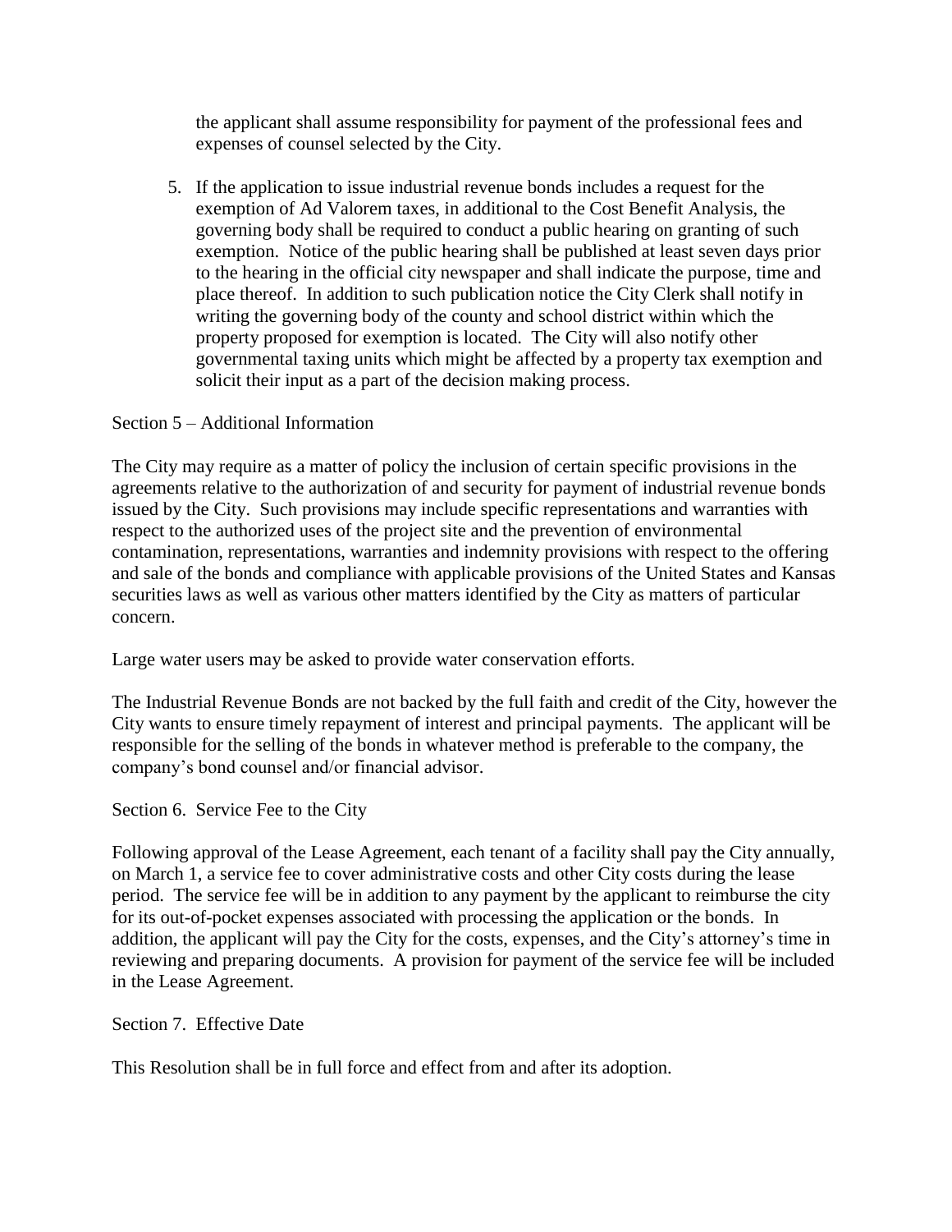the applicant shall assume responsibility for payment of the professional fees and expenses of counsel selected by the City.

5. If the application to issue industrial revenue bonds includes a request for the exemption of Ad Valorem taxes, in additional to the Cost Benefit Analysis, the governing body shall be required to conduct a public hearing on granting of such exemption. Notice of the public hearing shall be published at least seven days prior to the hearing in the official city newspaper and shall indicate the purpose, time and place thereof. In addition to such publication notice the City Clerk shall notify in writing the governing body of the county and school district within which the property proposed for exemption is located. The City will also notify other governmental taxing units which might be affected by a property tax exemption and solicit their input as a part of the decision making process.

Section 5 – Additional Information

The City may require as a matter of policy the inclusion of certain specific provisions in the agreements relative to the authorization of and security for payment of industrial revenue bonds issued by the City. Such provisions may include specific representations and warranties with respect to the authorized uses of the project site and the prevention of environmental contamination, representations, warranties and indemnity provisions with respect to the offering and sale of the bonds and compliance with applicable provisions of the United States and Kansas securities laws as well as various other matters identified by the City as matters of particular concern.

Large water users may be asked to provide water conservation efforts.

The Industrial Revenue Bonds are not backed by the full faith and credit of the City, however the City wants to ensure timely repayment of interest and principal payments. The applicant will be responsible for the selling of the bonds in whatever method is preferable to the company, the company's bond counsel and/or financial advisor.

Section 6. Service Fee to the City

Following approval of the Lease Agreement, each tenant of a facility shall pay the City annually, on March 1, a service fee to cover administrative costs and other City costs during the lease period. The service fee will be in addition to any payment by the applicant to reimburse the city for its out-of-pocket expenses associated with processing the application or the bonds. In addition, the applicant will pay the City for the costs, expenses, and the City's attorney's time in reviewing and preparing documents. A provision for payment of the service fee will be included in the Lease Agreement.

Section 7. Effective Date

This Resolution shall be in full force and effect from and after its adoption.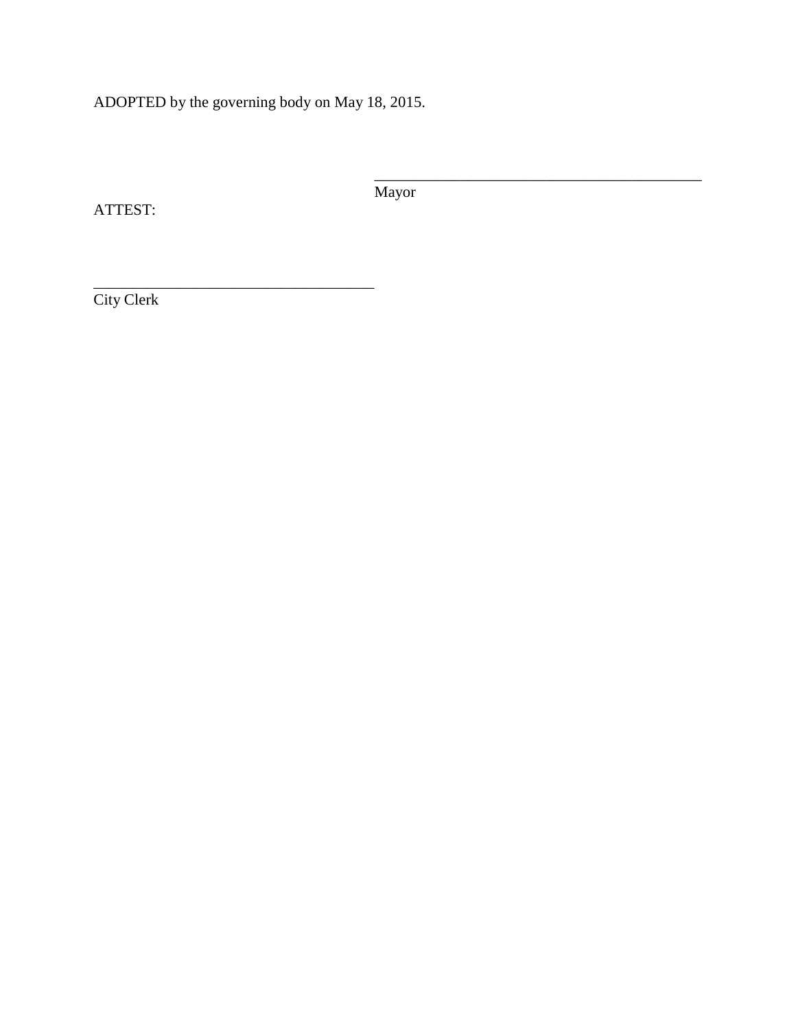ADOPTED by the governing body on May 18, 2015.

_____________________________________________
Mayor

ATTEST:

______________________________________
City Clerk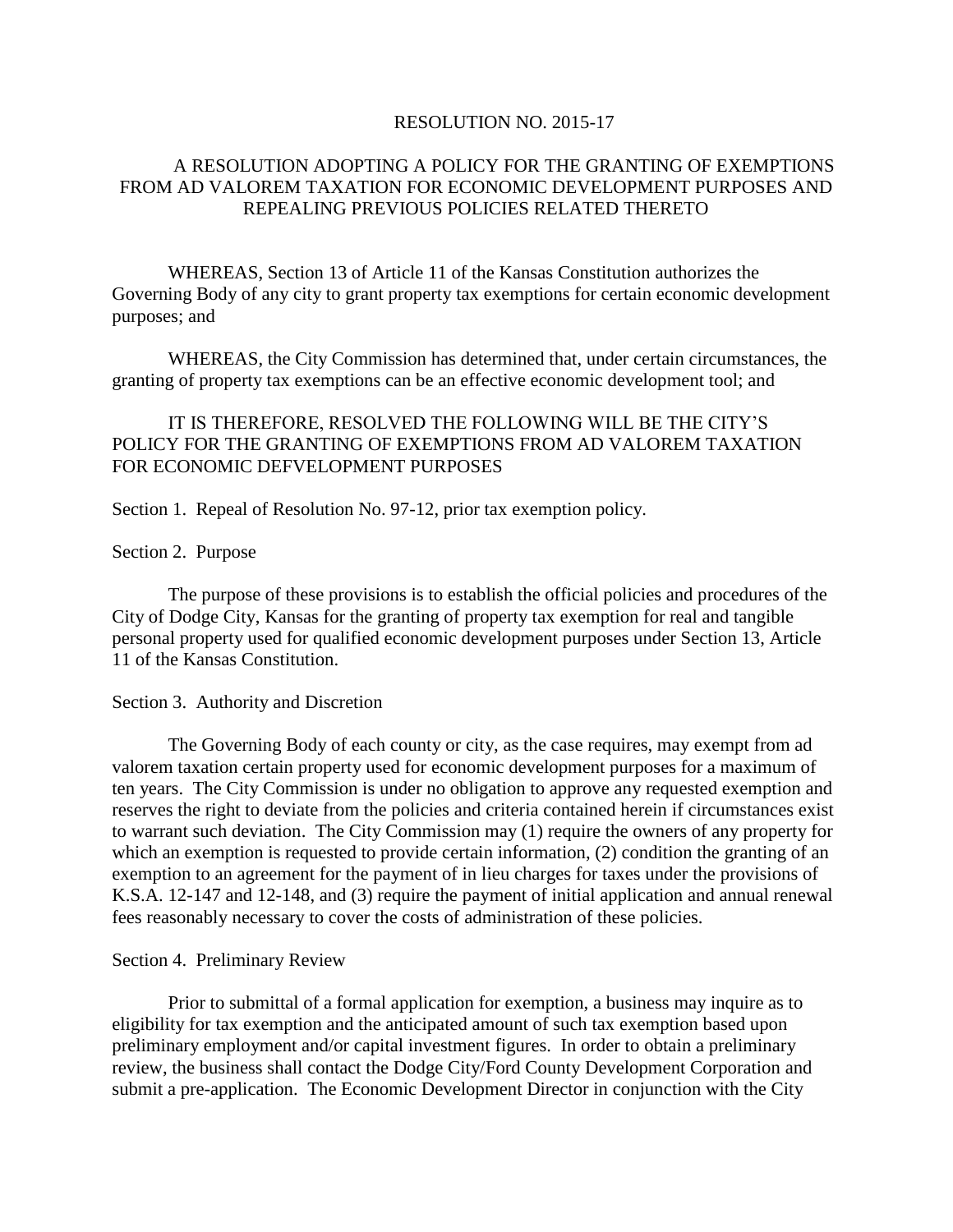RESOLUTION NO. 2015-17

A RESOLUTION ADOPTING A POLICY FOR THE GRANTING OF EXEMPTIONS FROM AD VALOREM TAXATION FOR ECONOMIC DEVELOPMENT PURPOSES AND REPEALING PREVIOUS POLICIES RELATED THERETO

WHEREAS, Section 13 of Article 11 of the Kansas Constitution authorizes the Governing Body of any city to grant property tax exemptions for certain economic development purposes; and

WHEREAS, the City Commission has determined that, under certain circumstances, the granting of property tax exemptions can be an effective economic development tool; and

IT IS THEREFORE, RESOLVED THE FOLLOWING WILL BE THE CITY'S POLICY FOR THE GRANTING OF EXEMPTIONS FROM AD VALOREM TAXATION FOR ECONOMIC DEFVELOPMENT PURPOSES

Section 1. Repeal of Resolution No. 97-12, prior tax exemption policy.

Section 2. Purpose

The purpose of these provisions is to establish the official policies and procedures of the City of Dodge City, Kansas for the granting of property tax exemption for real and tangible personal property used for qualified economic development purposes under Section 13, Article 11 of the Kansas Constitution.

Section 3. Authority and Discretion

The Governing Body of each county or city, as the case requires, may exempt from ad valorem taxation certain property used for economic development purposes for a maximum of ten years. The City Commission is under no obligation to approve any requested exemption and reserves the right to deviate from the policies and criteria contained herein if circumstances exist to warrant such deviation. The City Commission may (1) require the owners of any property for which an exemption is requested to provide certain information, (2) condition the granting of an exemption to an agreement for the payment of in lieu charges for taxes under the provisions of K.S.A. 12-147 and 12-148, and (3) require the payment of initial application and annual renewal fees reasonably necessary to cover the costs of administration of these policies.

Section 4. Preliminary Review

Prior to submittal of a formal application for exemption, a business may inquire as to eligibility for tax exemption and the anticipated amount of such tax exemption based upon preliminary employment and/or capital investment figures. In order to obtain a preliminary review, the business shall contact the Dodge City/Ford County Development Corporation and submit a pre-application. The Economic Development Director in conjunction with the City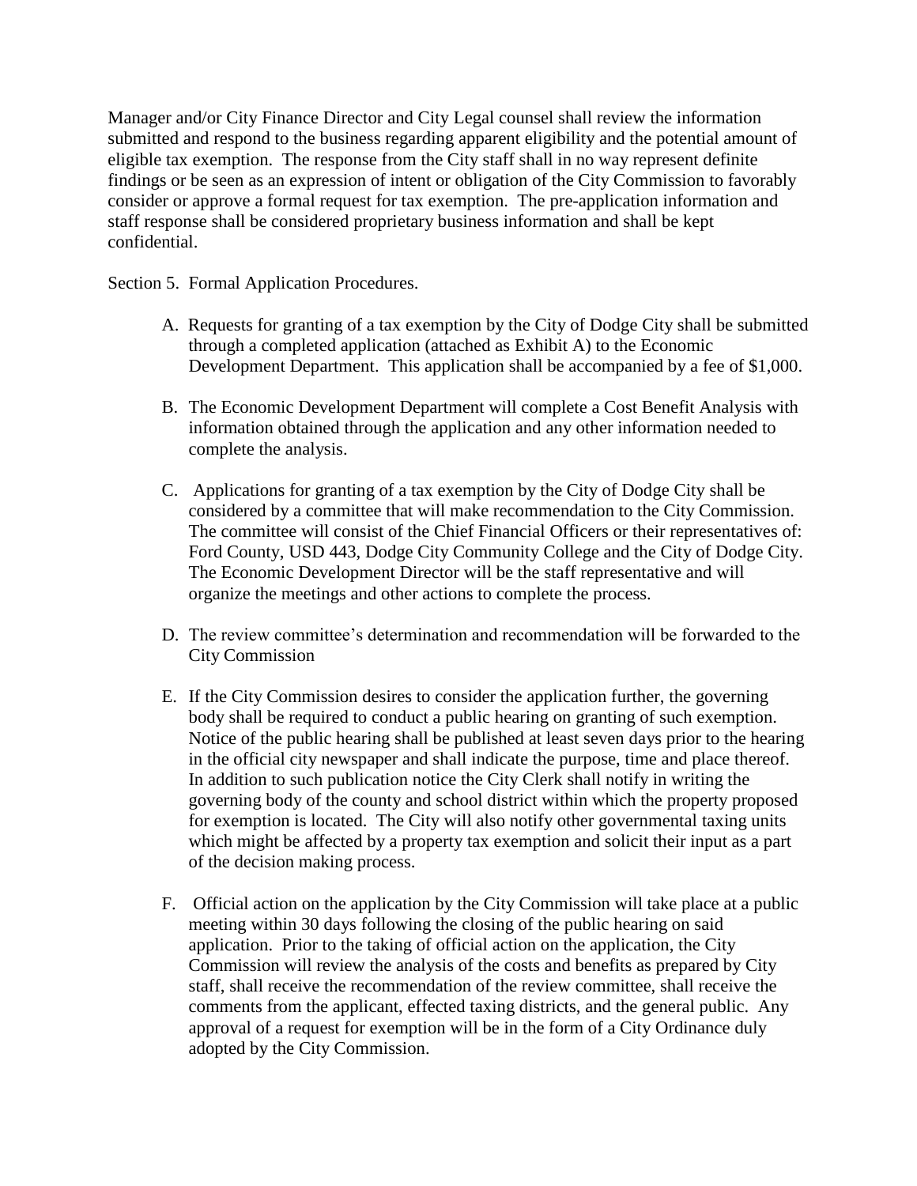Manager and/or City Finance Director and City Legal counsel shall review the information submitted and respond to the business regarding apparent eligibility and the potential amount of eligible tax exemption. The response from the City staff shall in no way represent definite findings or be seen as an expression of intent or obligation of the City Commission to favorably consider or approve a formal request for tax exemption. The pre-application information and staff response shall be considered proprietary business information and shall be kept confidential.

Section 5. Formal Application Procedures.

A. Requests for granting of a tax exemption by the City of Dodge City shall be submitted through a completed application (attached as Exhibit A) to the Economic Development Department. This application shall be accompanied by a fee of $1,000.

B. The Economic Development Department will complete a Cost Benefit Analysis with information obtained through the application and any other information needed to complete the analysis.

C. Applications for granting of a tax exemption by the City of Dodge City shall be considered by a committee that will make recommendation to the City Commission. The committee will consist of the Chief Financial Officers or their representatives of: Ford County, USD 443, Dodge City Community College and the City of Dodge City. The Economic Development Director will be the staff representative and will organize the meetings and other actions to complete the process.

D. The review committee's determination and recommendation will be forwarded to the City Commission

E. If the City Commission desires to consider the application further, the governing body shall be required to conduct a public hearing on granting of such exemption. Notice of the public hearing shall be published at least seven days prior to the hearing in the official city newspaper and shall indicate the purpose, time and place thereof. In addition to such publication notice the City Clerk shall notify in writing the governing body of the county and school district within which the property proposed for exemption is located. The City will also notify other governmental taxing units which might be affected by a property tax exemption and solicit their input as a part of the decision making process.

F. Official action on the application by the City Commission will take place at a public meeting within 30 days following the closing of the public hearing on said application. Prior to the taking of official action on the application, the City Commission will review the analysis of the costs and benefits as prepared by City staff, shall receive the recommendation of the review committee, shall receive the comments from the applicant, effected taxing districts, and the general public. Any approval of a request for exemption will be in the form of a City Ordinance duly adopted by the City Commission.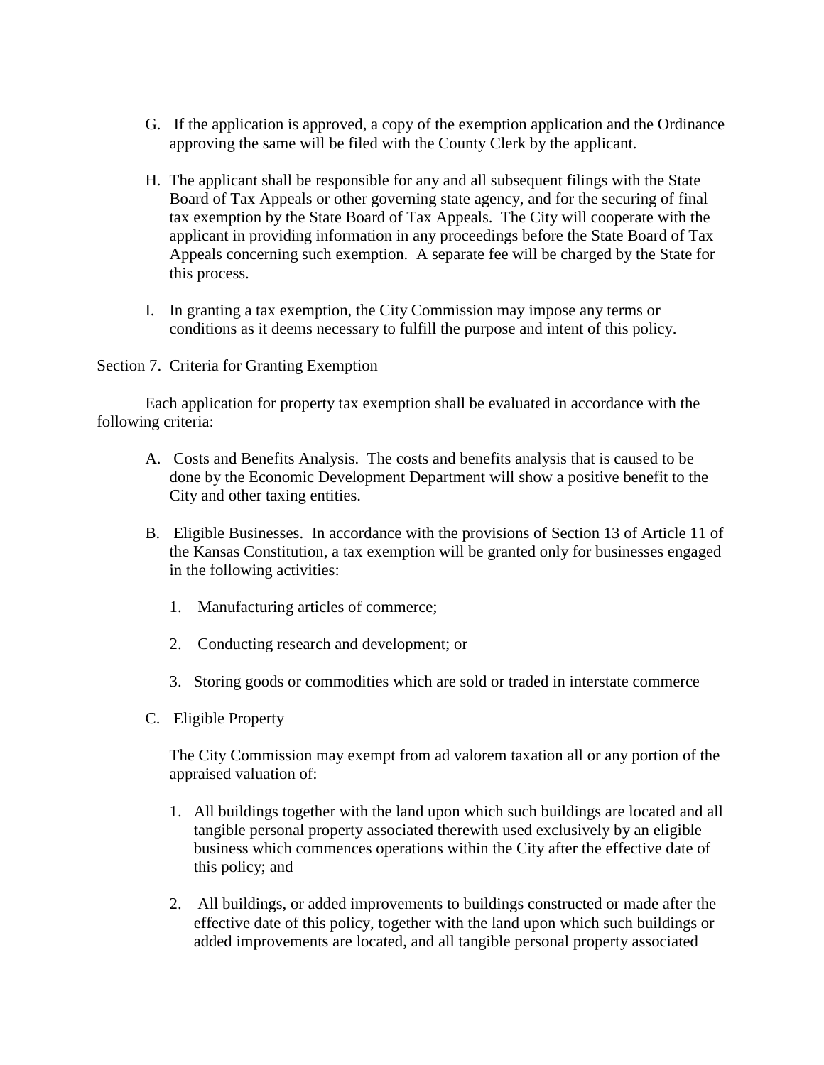G. If the application is approved, a copy of the exemption application and the Ordinance approving the same will be filed with the County Clerk by the applicant.

H. The applicant shall be responsible for any and all subsequent filings with the State Board of Tax Appeals or other governing state agency, and for the securing of final tax exemption by the State Board of Tax Appeals. The City will cooperate with the applicant in providing information in any proceedings before the State Board of Tax Appeals concerning such exemption. A separate fee will be charged by the State for this process.

I. In granting a tax exemption, the City Commission may impose any terms or conditions as it deems necessary to fulfill the purpose and intent of this policy.

Section 7. Criteria for Granting Exemption

Each application for property tax exemption shall be evaluated in accordance with the following criteria:

A. Costs and Benefits Analysis. The costs and benefits analysis that is caused to be done by the Economic Development Department will show a positive benefit to the City and other taxing entities.

B. Eligible Businesses. In accordance with the provisions of Section 13 of Article 11 of the Kansas Constitution, a tax exemption will be granted only for businesses engaged in the following activities:

   1. Manufacturing articles of commerce;

   2. Conducting research and development; or

   3. Storing goods or commodities which are sold or traded in interstate commerce

C. Eligible Property

   The City Commission may exempt from ad valorem taxation all or any portion of the appraised valuation of:

   1. All buildings together with the land upon which such buildings are located and all tangible personal property associated therewith used exclusively by an eligible business which commences operations within the City after the effective date of this policy; and

   2. All buildings, or added improvements to buildings constructed or made after the effective date of this policy, together with the land upon which such buildings or added improvements are located, and all tangible personal property associated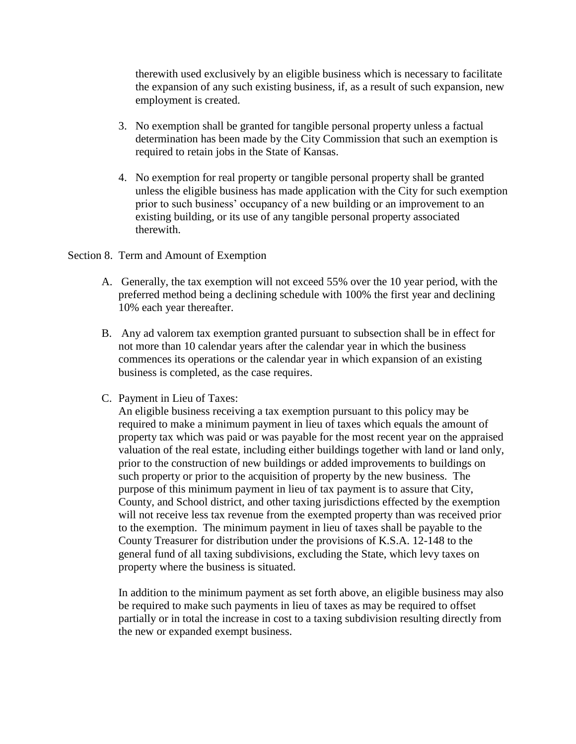therewith used exclusively by an eligible business which is necessary to facilitate the expansion of any such existing business, if, as a result of such expansion, new employment is created.

3. No exemption shall be granted for tangible personal property unless a factual determination has been made by the City Commission that such an exemption is required to retain jobs in the State of Kansas.

4. No exemption for real property or tangible personal property shall be granted unless the eligible business has made application with the City for such exemption prior to such business' occupancy of a new building or an improvement to an existing building, or its use of any tangible personal property associated therewith.

Section 8. Term and Amount of Exemption

A. Generally, the tax exemption will not exceed 55% over the 10 year period, with the preferred method being a declining schedule with 100% the first year and declining 10% each year thereafter.

B. Any ad valorem tax exemption granted pursuant to subsection shall be in effect for not more than 10 calendar years after the calendar year in which the business commences its operations or the calendar year in which expansion of an existing business is completed, as the case requires.

C. Payment in Lieu of Taxes:
An eligible business receiving a tax exemption pursuant to this policy may be required to make a minimum payment in lieu of taxes which equals the amount of property tax which was paid or was payable for the most recent year on the appraised valuation of the real estate, including either buildings together with land or land only, prior to the construction of new buildings or added improvements to buildings on such property or prior to the acquisition of property by the new business. The purpose of this minimum payment in lieu of tax payment is to assure that City, County, and School district, and other taxing jurisdictions effected by the exemption will not receive less tax revenue from the exempted property than was received prior to the exemption. The minimum payment in lieu of taxes shall be payable to the County Treasurer for distribution under the provisions of K.S.A. 12-148 to the general fund of all taxing subdivisions, excluding the State, which levy taxes on property where the business is situated.

In addition to the minimum payment as set forth above, an eligible business may also be required to make such payments in lieu of taxes as may be required to offset partially or in total the increase in cost to a taxing subdivision resulting directly from the new or expanded exempt business.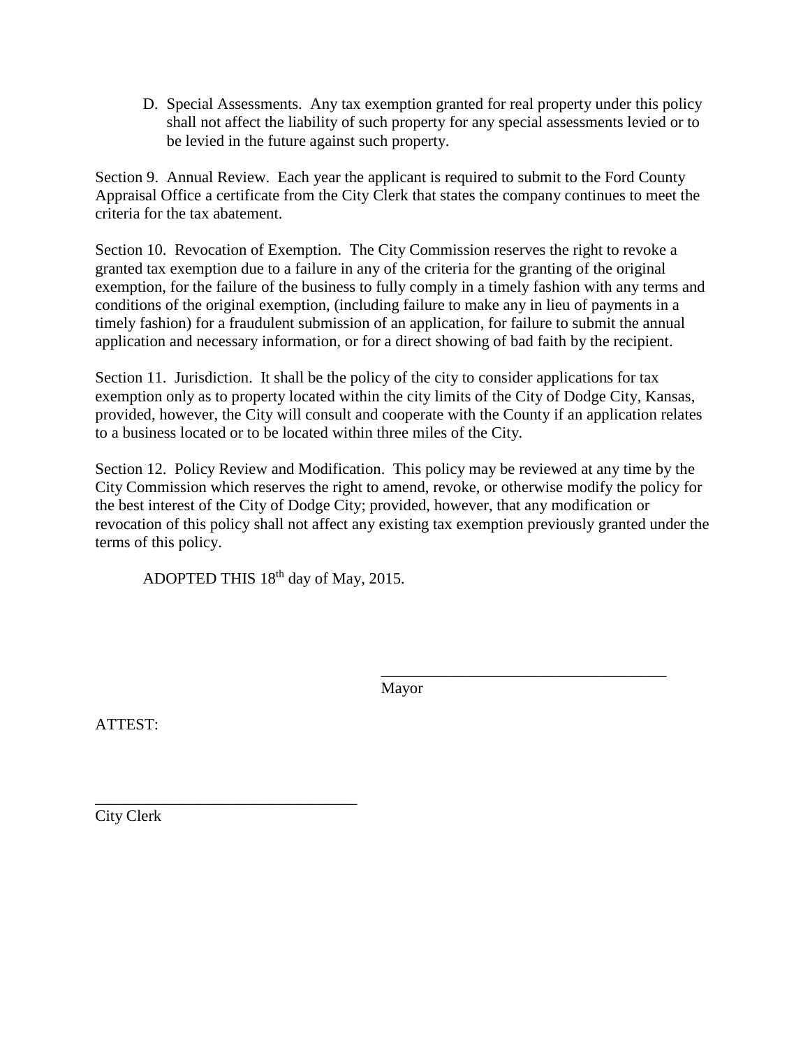D. Special Assessments. Any tax exemption granted for real property under this policy shall not affect the liability of such property for any special assessments levied or to be levied in the future against such property.

Section 9. Annual Review. Each year the applicant is required to submit to the Ford County Appraisal Office a certificate from the City Clerk that states the company continues to meet the criteria for the tax abatement.

Section 10. Revocation of Exemption. The City Commission reserves the right to revoke a granted tax exemption due to a failure in any of the criteria for the granting of the original exemption, for the failure of the business to fully comply in a timely fashion with any terms and conditions of the original exemption, (including failure to make any in lieu of payments in a timely fashion) for a fraudulent submission of an application, for failure to submit the annual application and necessary information, or for a direct showing of bad faith by the recipient.

Section 11. Jurisdiction. It shall be the policy of the city to consider applications for tax exemption only as to property located within the city limits of the City of Dodge City, Kansas, provided, however, the City will consult and cooperate with the County if an application relates to a business located or to be located within three miles of the City.

Section 12. Policy Review and Modification. This policy may be reviewed at any time by the City Commission which reserves the right to amend, revoke, or otherwise modify the policy for the best interest of the City of Dodge City; provided, however, that any modification or revocation of this policy shall not affect any existing tax exemption previously granted under the terms of this policy.

ADOPTED THIS 18th day of May, 2015.

_____________________________________
Mayor

ATTEST:

_________________________________
City Clerk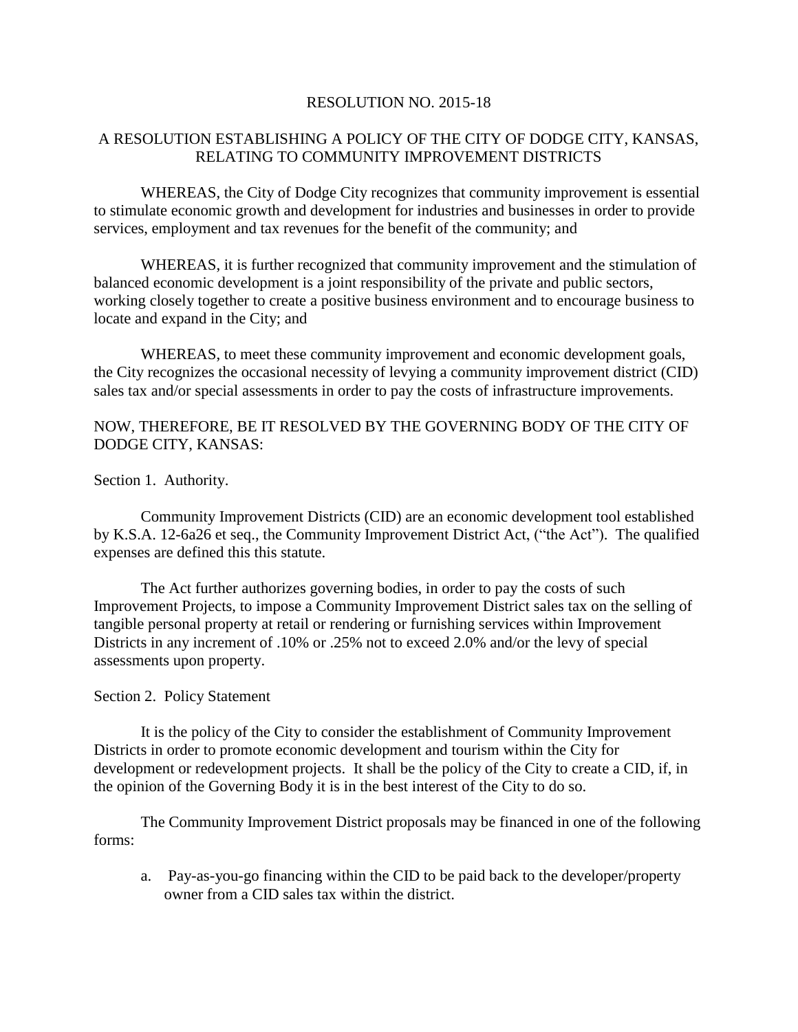RESOLUTION NO. 2015-18

A RESOLUTION ESTABLISHING A POLICY OF THE CITY OF DODGE CITY, KANSAS, RELATING TO COMMUNITY IMPROVEMENT DISTRICTS

WHEREAS, the City of Dodge City recognizes that community improvement is essential to stimulate economic growth and development for industries and businesses in order to provide services, employment and tax revenues for the benefit of the community; and

WHEREAS, it is further recognized that community improvement and the stimulation of balanced economic development is a joint responsibility of the private and public sectors, working closely together to create a positive business environment and to encourage business to locate and expand in the City; and

WHEREAS, to meet these community improvement and economic development goals, the City recognizes the occasional necessity of levying a community improvement district (CID) sales tax and/or special assessments in order to pay the costs of infrastructure improvements.

NOW, THEREFORE, BE IT RESOLVED BY THE GOVERNING BODY OF THE CITY OF DODGE CITY, KANSAS:

Section 1. Authority.

Community Improvement Districts (CID) are an economic development tool established by K.S.A. 12-6a26 et seq., the Community Improvement District Act, ("the Act"). The qualified expenses are defined this this statute.

The Act further authorizes governing bodies, in order to pay the costs of such Improvement Projects, to impose a Community Improvement District sales tax on the selling of tangible personal property at retail or rendering or furnishing services within Improvement Districts in any increment of .10% or .25% not to exceed 2.0% and/or the levy of special assessments upon property.

Section 2. Policy Statement

It is the policy of the City to consider the establishment of Community Improvement Districts in order to promote economic development and tourism within the City for development or redevelopment projects. It shall be the policy of the City to create a CID, if, in the opinion of the Governing Body it is in the best interest of the City to do so.

The Community Improvement District proposals may be financed in one of the following forms:

a. Pay-as-you-go financing within the CID to be paid back to the developer/property owner from a CID sales tax within the district.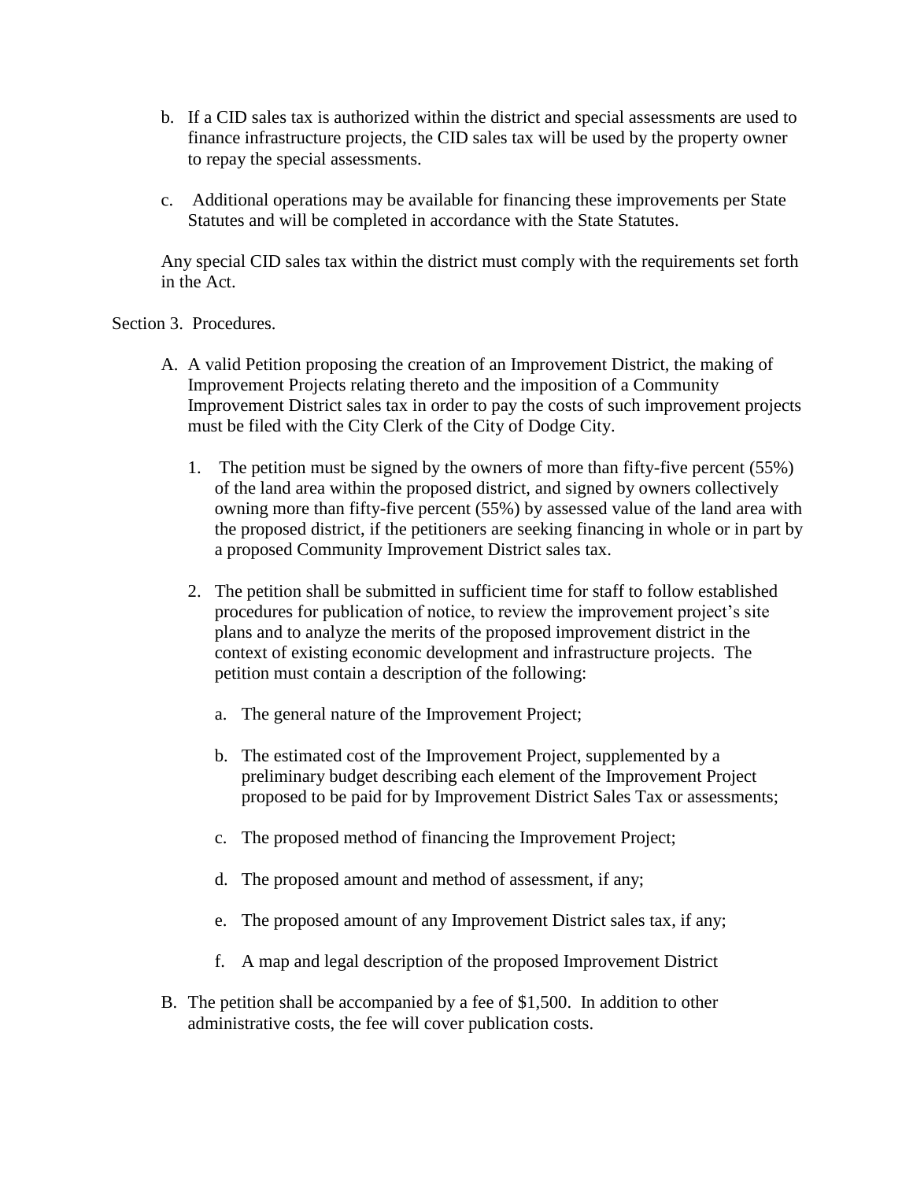b. If a CID sales tax is authorized within the district and special assessments are used to finance infrastructure projects, the CID sales tax will be used by the property owner to repay the special assessments.

c. Additional operations may be available for financing these improvements per State Statutes and will be completed in accordance with the State Statutes.

Any special CID sales tax within the district must comply with the requirements set forth in the Act.

Section 3. Procedures.

A. A valid Petition proposing the creation of an Improvement District, the making of Improvement Projects relating thereto and the imposition of a Community Improvement District sales tax in order to pay the costs of such improvement projects must be filed with the City Clerk of the City of Dodge City.

1. The petition must be signed by the owners of more than fifty-five percent (55%) of the land area within the proposed district, and signed by owners collectively owning more than fifty-five percent (55%) by assessed value of the land area with the proposed district, if the petitioners are seeking financing in whole or in part by a proposed Community Improvement District sales tax.

2. The petition shall be submitted in sufficient time for staff to follow established procedures for publication of notice, to review the improvement project's site plans and to analyze the merits of the proposed improvement district in the context of existing economic development and infrastructure projects. The petition must contain a description of the following:

   a. The general nature of the Improvement Project;

   b. The estimated cost of the Improvement Project, supplemented by a preliminary budget describing each element of the Improvement Project proposed to be paid for by Improvement District Sales Tax or assessments;

   c. The proposed method of financing the Improvement Project;

   d. The proposed amount and method of assessment, if any;

   e. The proposed amount of any Improvement District sales tax, if any;

   f. A map and legal description of the proposed Improvement District

B. The petition shall be accompanied by a fee of $1,500. In addition to other administrative costs, the fee will cover publication costs.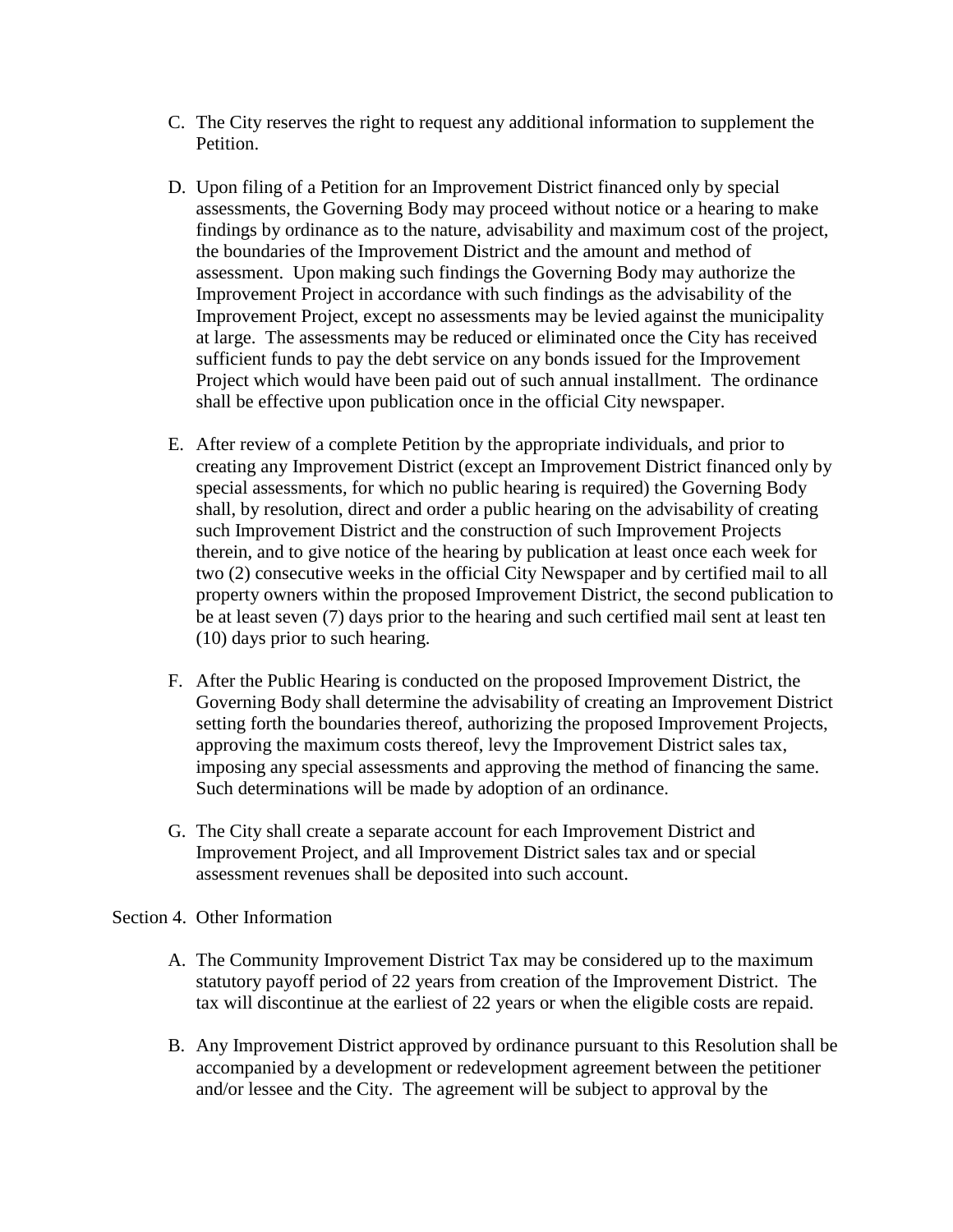C. The City reserves the right to request any additional information to supplement the Petition.

D. Upon filing of a Petition for an Improvement District financed only by special assessments, the Governing Body may proceed without notice or a hearing to make findings by ordinance as to the nature, advisability and maximum cost of the project, the boundaries of the Improvement District and the amount and method of assessment. Upon making such findings the Governing Body may authorize the Improvement Project in accordance with such findings as the advisability of the Improvement Project, except no assessments may be levied against the municipality at large. The assessments may be reduced or eliminated once the City has received sufficient funds to pay the debt service on any bonds issued for the Improvement Project which would have been paid out of such annual installment. The ordinance shall be effective upon publication once in the official City newspaper.

E. After review of a complete Petition by the appropriate individuals, and prior to creating any Improvement District (except an Improvement District financed only by special assessments, for which no public hearing is required) the Governing Body shall, by resolution, direct and order a public hearing on the advisability of creating such Improvement District and the construction of such Improvement Projects therein, and to give notice of the hearing by publication at least once each week for two (2) consecutive weeks in the official City Newspaper and by certified mail to all property owners within the proposed Improvement District, the second publication to be at least seven (7) days prior to the hearing and such certified mail sent at least ten (10) days prior to such hearing.

F. After the Public Hearing is conducted on the proposed Improvement District, the Governing Body shall determine the advisability of creating an Improvement District setting forth the boundaries thereof, authorizing the proposed Improvement Projects, approving the maximum costs thereof, levy the Improvement District sales tax, imposing any special assessments and approving the method of financing the same. Such determinations will be made by adoption of an ordinance.

G. The City shall create a separate account for each Improvement District and Improvement Project, and all Improvement District sales tax and or special assessment revenues shall be deposited into such account.

Section 4. Other Information

A. The Community Improvement District Tax may be considered up to the maximum statutory payoff period of 22 years from creation of the Improvement District. The tax will discontinue at the earliest of 22 years or when the eligible costs are repaid.

B. Any Improvement District approved by ordinance pursuant to this Resolution shall be accompanied by a development or redevelopment agreement between the petitioner and/or lessee and the City. The agreement will be subject to approval by the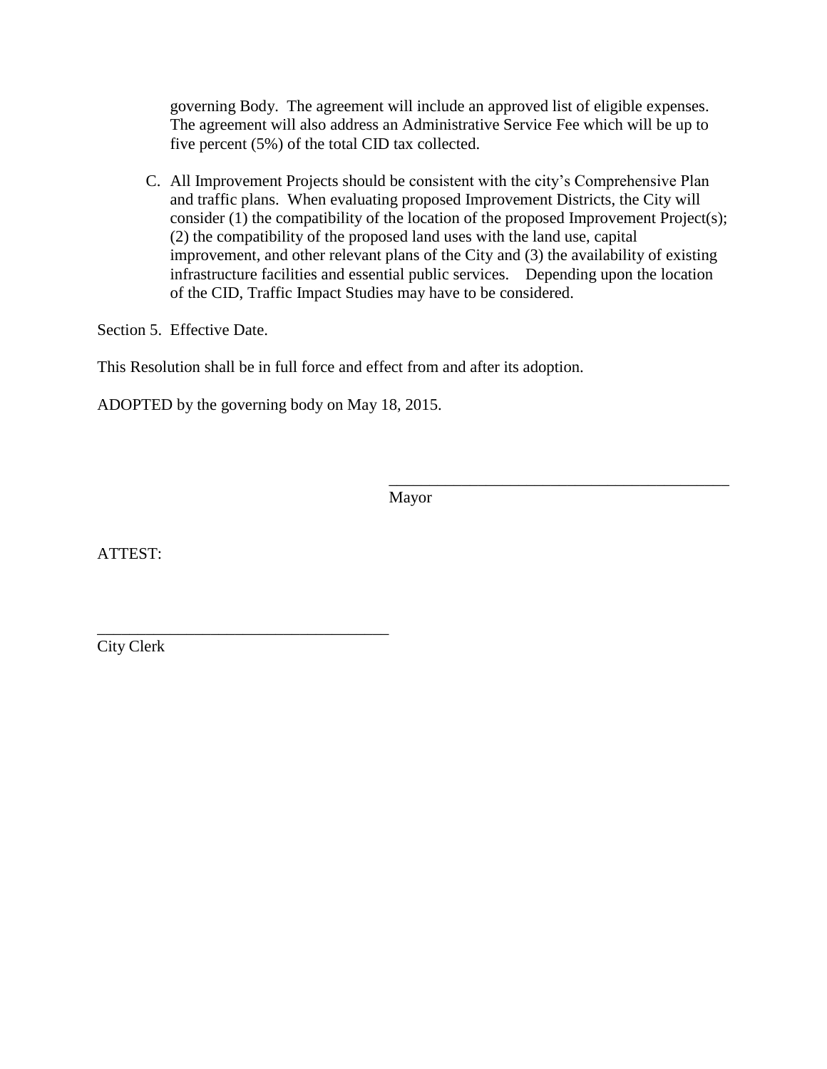governing Body. The agreement will include an approved list of eligible expenses. The agreement will also address an Administrative Service Fee which will be up to five percent (5%) of the total CID tax collected.

C. All Improvement Projects should be consistent with the city's Comprehensive Plan and traffic plans. When evaluating proposed Improvement Districts, the City will consider (1) the compatibility of the location of the proposed Improvement Project(s); (2) the compatibility of the proposed land uses with the land use, capital improvement, and other relevant plans of the City and (3) the availability of existing infrastructure facilities and essential public services. Depending upon the location of the CID, Traffic Impact Studies may have to be considered.

Section 5. Effective Date.

This Resolution shall be in full force and effect from and after its adoption.

ADOPTED by the governing body on May 18, 2015.

\_\_\_\_\_\_\_\_\_\_\_\_\_\_\_\_\_\_\_\_\_\_\_\_\_\_\_\_\_\_\_\_\_\_\_\_\_\_\_\_\_\_

Mayor

ATTEST:

\_\_\_\_\_\_\_\_\_\_\_\_\_\_\_\_\_\_\_\_\_\_\_\_\_\_\_\_\_\_\_\_\_\_\_\_

City Clerk